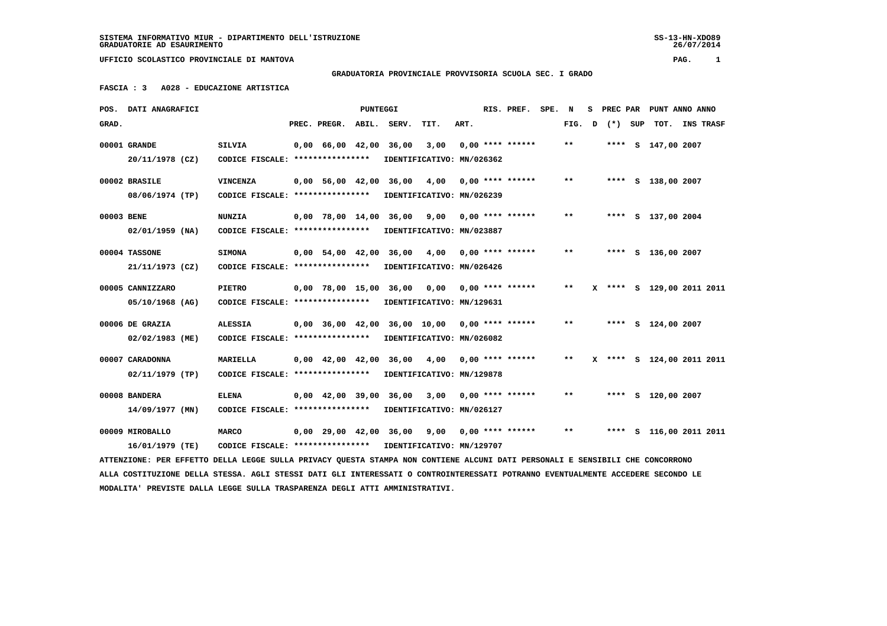SISTEMA INFORMATIVO MIUR - DIPARTIMENTO DELL'ISTRUZIONE
GRADUATORIE AD ESAURIMENTO

UFFICIO SCOLASTICO PROVINCIALE DI MANTOVA

**GRADUATORIA PROVINCIALE PROVVISORIA SCUOLA SEC. I GRADO**

**FASCIA : 3 A028 - EDUCAZIONE ARTISTICA**

| POS. GRAD. | DATI ANAGRAFICI | | PREC. | PREGR. | ABIL. | SERV. | TIT. | ART. | RIS. | PREF. | SPE. | N FIG. | S D | PREC PAR (*) | SUP | PUNT TOT. | ANNO | ANNO INS TRASF |
|---|---|---|---|---|---|---|---|---|---|---|---|---|---|---|---|---|---|---|
| 00001 | GRANDE 20/11/1978 (CZ) | SILVIA CODICE FISCALE: **************** IDENTIFICATIVO: MN/026362 | 0,00 | 66,00 | 42,00 | 36,00 | 3,00 | 0,00 | **** | ****** | | ** | | **** | S | 147,00 | 2007 | |
| 00002 | BRASILE 08/06/1974 (TP) | VINCENZA CODICE FISCALE: **************** IDENTIFICATIVO: MN/026239 | 0,00 | 56,00 | 42,00 | 36,00 | 4,00 | 0,00 | **** | ****** | | ** | | **** | S | 138,00 | 2007 | |
| 00003 | BENE 02/01/1959 (NA) | NUNZIA CODICE FISCALE: **************** IDENTIFICATIVO: MN/023887 | 0,00 | 78,00 | 14,00 | 36,00 | 9,00 | 0,00 | **** | ****** | | ** | | **** | S | 137,00 | 2004 | |
| 00004 | TASSONE 21/11/1973 (CZ) | SIMONA CODICE FISCALE: **************** IDENTIFICATIVO: MN/026426 | 0,00 | 54,00 | 42,00 | 36,00 | 4,00 | 0,00 | **** | ****** | | ** | | **** | S | 136,00 | 2007 | |
| 00005 | CANNIZZARO 05/10/1968 (AG) | PIETRO CODICE FISCALE: **************** IDENTIFICATIVO: MN/129631 | 0,00 | 78,00 | 15,00 | 36,00 | 0,00 | 0,00 | **** | ****** | | ** | X | **** | S | 129,00 | 2011 | 2011 |
| 00006 | DE GRAZIA 02/02/1983 (ME) | ALESSIA CODICE FISCALE: **************** IDENTIFICATIVO: MN/026082 | 0,00 | 36,00 | 42,00 | 36,00 | 10,00 | 0,00 | **** | ****** | | ** | | **** | S | 124,00 | 2007 | |
| 00007 | CARADONNA 02/11/1979 (TP) | MARIELLA CODICE FISCALE: **************** IDENTIFICATIVO: MN/129878 | 0,00 | 42,00 | 42,00 | 36,00 | 4,00 | 0,00 | **** | ****** | | ** | X | **** | S | 124,00 | 2011 | 2011 |
| 00008 | BANDERA 14/09/1977 (MN) | ELENA CODICE FISCALE: **************** IDENTIFICATIVO: MN/026127 | 0,00 | 42,00 | 39,00 | 36,00 | 3,00 | 0,00 | **** | ****** | | ** | | **** | S | 120,00 | 2007 | |
| 00009 | MIROBALLO 16/01/1979 (TE) | MARCO CODICE FISCALE: **************** IDENTIFICATIVO: MN/129707 | 0,00 | 29,00 | 42,00 | 36,00 | 9,00 | 0,00 | **** | ****** | | ** | | **** | S | 116,00 | 2011 | 2011 |

ATTENZIONE: PER EFFETTO DELLA LEGGE SULLA PRIVACY QUESTA STAMPA NON CONTIENE ALCUNI DATI PERSONALI E SENSIBILI CHE CONCORRONO ALLA COSTITUZIONE DELLA STESSA. AGLI STESSI DATI GLI INTERESSATI O CONTROINTERESSATI POTRANNO EVENTUALMENTE ACCEDERE SECONDO LE MODALITA' PREVISTE DALLA LEGGE SULLA TRASPARENZA DEGLI ATTI AMMINISTRATIVI.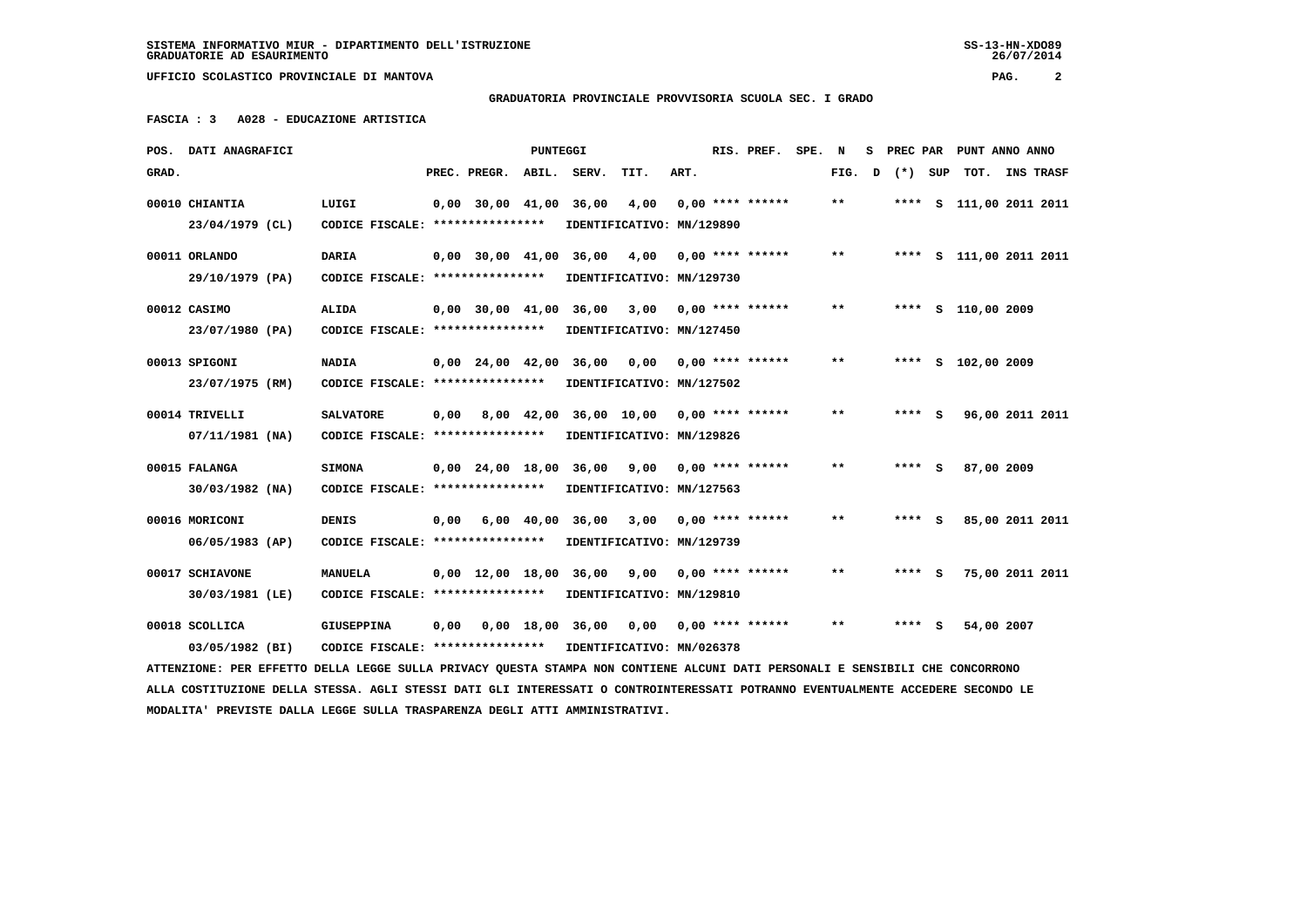UFFICIO SCOLASTICO PROVINCIALE DI MANTOVA

**GRADUATORIA PROVINCIALE PROVVISORIA SCUOLA SEC. I GRADO**

**FASCIA : 3 A028 - EDUCAZIONE ARTISTICA**

| POS. GRAD. | DATI ANAGRAFICI | | PREC. | PREGR. | ABIL. | SERV. | TIT. | ART. | RIS. PREF. | SPE. | N FIG. | S D | PREC PAR (*) | SUP | PUNT TOT. | ANNO INS | ANNO TRASF |
|---|---|---|---|---|---|---|---|---|---|---|---|---|---|---|---|---|---|
| 00010 | CHIANTIA 23/04/1979 (CL) | LUIGI CODICE FISCALE: **************** IDENTIFICATIVO: MN/129890 | 0,00 | 30,00 | 41,00 | 36,00 | 4,00 | 0,00 | **** ****** | | ** | | **** | S | 111,00 | 2011 | 2011 |
| 00011 | ORLANDO 29/10/1979 (PA) | DARIA CODICE FISCALE: **************** IDENTIFICATIVO: MN/129730 | 0,00 | 30,00 | 41,00 | 36,00 | 4,00 | 0,00 | **** ****** | | ** | | **** | S | 111,00 | 2011 | 2011 |
| 00012 | CASIMO 23/07/1980 (PA) | ALIDA CODICE FISCALE: **************** IDENTIFICATIVO: MN/127450 | 0,00 | 30,00 | 41,00 | 36,00 | 3,00 | 0,00 | **** ****** | | ** | | **** | S | 110,00 | 2009 | |
| 00013 | SPIGONI 23/07/1975 (RM) | NADIA CODICE FISCALE: **************** IDENTIFICATIVO: MN/127502 | 0,00 | 24,00 | 42,00 | 36,00 | 0,00 | 0,00 | **** ****** | | ** | | **** | S | 102,00 | 2009 | |
| 00014 | TRIVELLI 07/11/1981 (NA) | SALVATORE CODICE FISCALE: **************** IDENTIFICATIVO: MN/129826 | 0,00 | 8,00 | 42,00 | 36,00 | 10,00 | 0,00 | **** ****** | | ** | | **** | S | 96,00 | 2011 | 2011 |
| 00015 | FALANGA 30/03/1982 (NA) | SIMONA CODICE FISCALE: **************** IDENTIFICATIVO: MN/127563 | 0,00 | 24,00 | 18,00 | 36,00 | 9,00 | 0,00 | **** ****** | | ** | | **** | S | 87,00 | 2009 | |
| 00016 | MORICONI 06/05/1983 (AP) | DENIS CODICE FISCALE: **************** IDENTIFICATIVO: MN/129739 | 0,00 | 6,00 | 40,00 | 36,00 | 3,00 | 0,00 | **** ****** | | ** | | **** | S | 85,00 | 2011 | 2011 |
| 00017 | SCHIAVONE 30/03/1981 (LE) | MANUELA CODICE FISCALE: **************** IDENTIFICATIVO: MN/129810 | 0,00 | 12,00 | 18,00 | 36,00 | 9,00 | 0,00 | **** ****** | | ** | | **** | S | 75,00 | 2011 | 2011 |
| 00018 | SCOLLICA 03/05/1982 (BI) | GIUSEPPINA CODICE FISCALE: **************** IDENTIFICATIVO: MN/026378 | 0,00 | 0,00 | 18,00 | 36,00 | 0,00 | 0,00 | **** ****** | | ** | | **** | S | 54,00 | 2007 | |

ATTENZIONE: PER EFFETTO DELLA LEGGE SULLA PRIVACY QUESTA STAMPA NON CONTIENE ALCUNI DATI PERSONALI E SENSIBILI CHE CONCORRONO ALLA COSTITUZIONE DELLA STESSA. AGLI STESSI DATI GLI INTERESSATI O CONTROINTERESSATI POTRANNO EVENTUALMENTE ACCEDERE SECONDO LE MODALITA' PREVISTE DALLA LEGGE SULLA TRASPARENZA DEGLI ATTI AMMINISTRATIVI.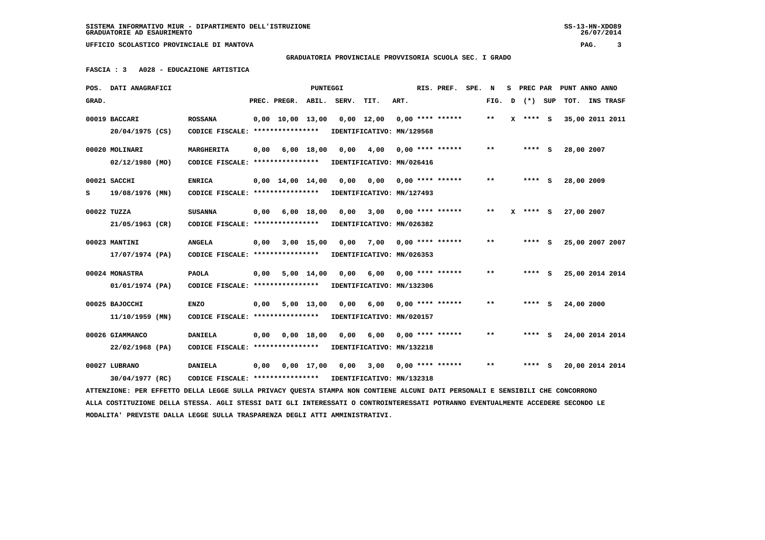SISTEMA INFORMATIVO MIUR - DIPARTIMENTO DELL'ISTRUZIONE
GRADUATORIE AD ESAURIMENTO

UFFICIO SCOLASTICO PROVINCIALE DI MANTOVA

**GRADUATORIA PROVINCIALE PROVVISORIA SCUOLA SEC. I GRADO**

**FASCIA : 3 A028 - EDUCAZIONE ARTISTICA**

| POS. GRAD. | | DATI ANAGRAFICI | | PREC. | PREGR. | ABIL. | SERV. | TIT. | ART. | RIS. PREF. | SPE. | N FIG. | S D | PREC PAR (*) | SUP | PUNT ANNO TOT. | ANNO INS TRASF |
|---|---|---|---|---|---|---|---|---|---|---|---|---|---|---|---|---|---|
| 00019 | | BACCARI 20/04/1975 (CS) | ROSSANA CODICE FISCALE: **************** IDENTIFICATIVO: MN/129568 | 0,00 | 10,00 | 13,00 | 0,00 | 12,00 | 0,00 | **** ****** | | ** | X | **** | S | 35,00 | 2011 2011 |
| 00020 | | MOLINARI 02/12/1980 (MO) | MARGHERITA CODICE FISCALE: **************** IDENTIFICATIVO: MN/026416 | 0,00 | 6,00 | 18,00 | 0,00 | 4,00 | 0,00 | **** ****** | | ** | | **** | S | 28,00 | 2007 |
| 00021 | S | SACCHI 19/08/1976 (MN) | ENRICA CODICE FISCALE: **************** IDENTIFICATIVO: MN/127493 | 0,00 | 14,00 | 14,00 | 0,00 | 0,00 | 0,00 | **** ****** | | ** | | **** | S | 28,00 | 2009 |
| 00022 | | TUZZA 21/05/1963 (CR) | SUSANNA CODICE FISCALE: **************** IDENTIFICATIVO: MN/026382 | 0,00 | 6,00 | 18,00 | 0,00 | 3,00 | 0,00 | **** ****** | | ** | X | **** | S | 27,00 | 2007 |
| 00023 | | MANTINI 17/07/1974 (PA) | ANGELA CODICE FISCALE: **************** IDENTIFICATIVO: MN/026353 | 0,00 | 3,00 | 15,00 | 0,00 | 7,00 | 0,00 | **** ****** | | ** | | **** | S | 25,00 | 2007 2007 |
| 00024 | | MONASTRA 01/01/1974 (PA) | PAOLA CODICE FISCALE: **************** IDENTIFICATIVO: MN/132306 | 0,00 | 5,00 | 14,00 | 0,00 | 6,00 | 0,00 | **** ****** | | ** | | **** | S | 25,00 | 2014 2014 |
| 00025 | | BAJOCCHI 11/10/1959 (MN) | ENZO CODICE FISCALE: **************** IDENTIFICATIVO: MN/020157 | 0,00 | 5,00 | 13,00 | 0,00 | 6,00 | 0,00 | **** ****** | | ** | | **** | S | 24,00 | 2000 |
| 00026 | | GIAMMANCO 22/02/1968 (PA) | DANIELA CODICE FISCALE: **************** IDENTIFICATIVO: MN/132218 | 0,00 | 0,00 | 18,00 | 0,00 | 6,00 | 0,00 | **** ****** | | ** | | **** | S | 24,00 | 2014 2014 |
| 00027 | | LUBRANO 30/04/1977 (RC) | DANIELA CODICE FISCALE: **************** IDENTIFICATIVO: MN/132318 | 0,00 | 0,00 | 17,00 | 0,00 | 3,00 | 0,00 | **** ****** | | ** | | **** | S | 20,00 | 2014 2014 |

ATTENZIONE: PER EFFETTO DELLA LEGGE SULLA PRIVACY QUESTA STAMPA NON CONTIENE ALCUNI DATI PERSONALI E SENSIBILI CHE CONCORRONO ALLA COSTITUZIONE DELLA STESSA. AGLI STESSI DATI GLI INTERESSATI O CONTROINTERESSATI POTRANNO EVENTUALMENTE ACCEDERE SECONDO LE MODALITA' PREVISTE DALLA LEGGE SULLA TRASPARENZA DEGLI ATTI AMMINISTRATIVI.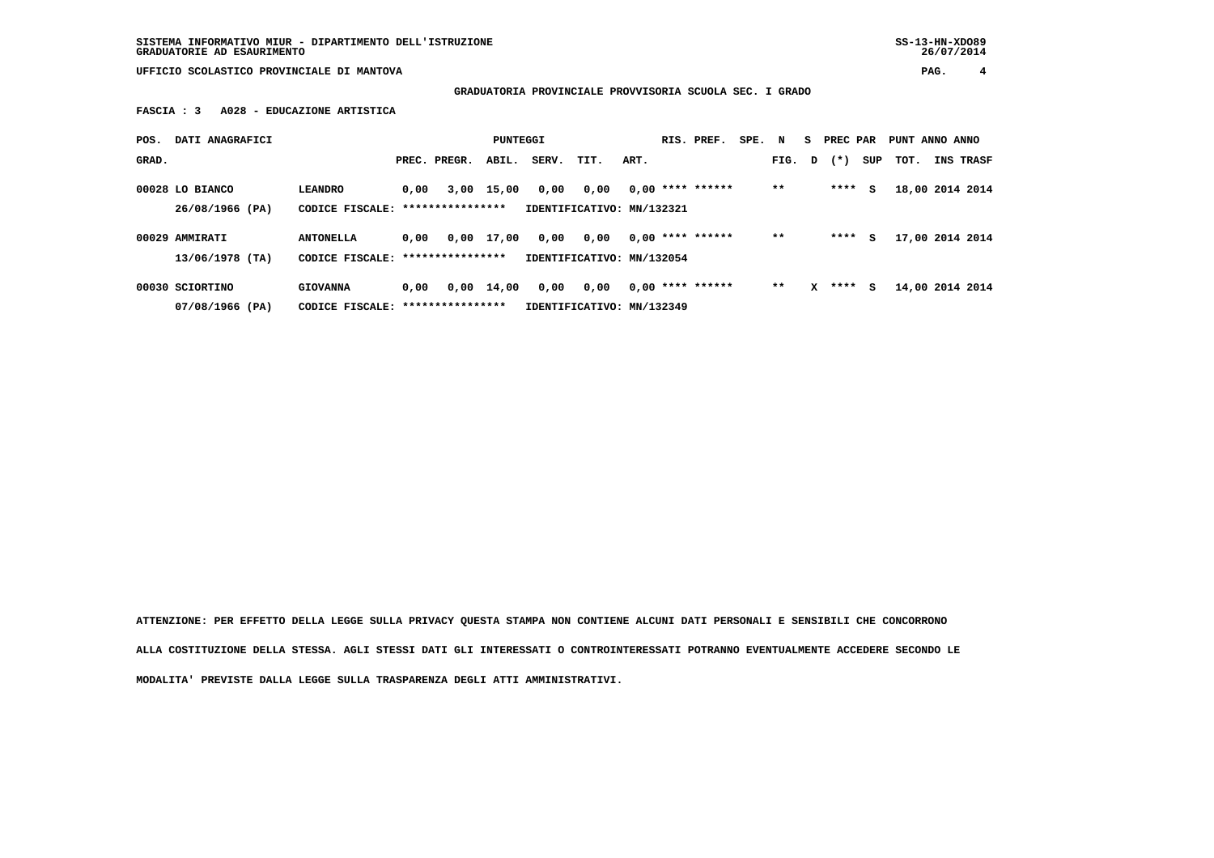**GRADUATORIA PROVINCIALE PROVVISORIA SCUOLA SEC. I GRADO**

**FASCIA : 3 A028 - EDUCAZIONE ARTISTICA**

| POS. GRAD. | DATI ANAGRAFICI | | PREC. | PREGR. | ABIL. | SERV. | TIT. | ART. | RIS. | PREF. | SPE. | N FIG. | S D | PREC PAR (*) | SUP | PUNT TOT. | ANNO INS | ANNO TRASF |
|---|---|---|---|---|---|---|---|---|---|---|---|---|---|---|---|---|---|---|
| 00028 | LO BIANCO 26/08/1966 (PA) | LEANDRO CODICE FISCALE: **************** IDENTIFICATIVO: MN/132321 | 0,00 | 3,00 | 15,00 | 0,00 | 0,00 | 0,00 | **** | ****** | | ** | | **** | S | 18,00 | 2014 | 2014 |
| 00029 | AMMIRATI 13/06/1978 (TA) | ANTONELLA CODICE FISCALE: **************** IDENTIFICATIVO: MN/132054 | 0,00 | 0,00 | 17,00 | 0,00 | 0,00 | 0,00 | **** | ****** | | ** | | **** | S | 17,00 | 2014 | 2014 |
| 00030 | SCIORTINO 07/08/1966 (PA) | GIOVANNA CODICE FISCALE: **************** IDENTIFICATIVO: MN/132349 | 0,00 | 0,00 | 14,00 | 0,00 | 0,00 | 0,00 | **** | ****** | | ** | X | **** | S | 14,00 | 2014 | 2014 |

**ATTENZIONE: PER EFFETTO DELLA LEGGE SULLA PRIVACY QUESTA STAMPA NON CONTIENE ALCUNI DATI PERSONALI E SENSIBILI CHE CONCORRONO ALLA COSTITUZIONE DELLA STESSA. AGLI STESSI DATI GLI INTERESSATI O CONTROINTERESSATI POTRANNO EVENTUALMENTE ACCEDERE SECONDO LE MODALITA' PREVISTE DALLA LEGGE SULLA TRASPARENZA DEGLI ATTI AMMINISTRATIVI.**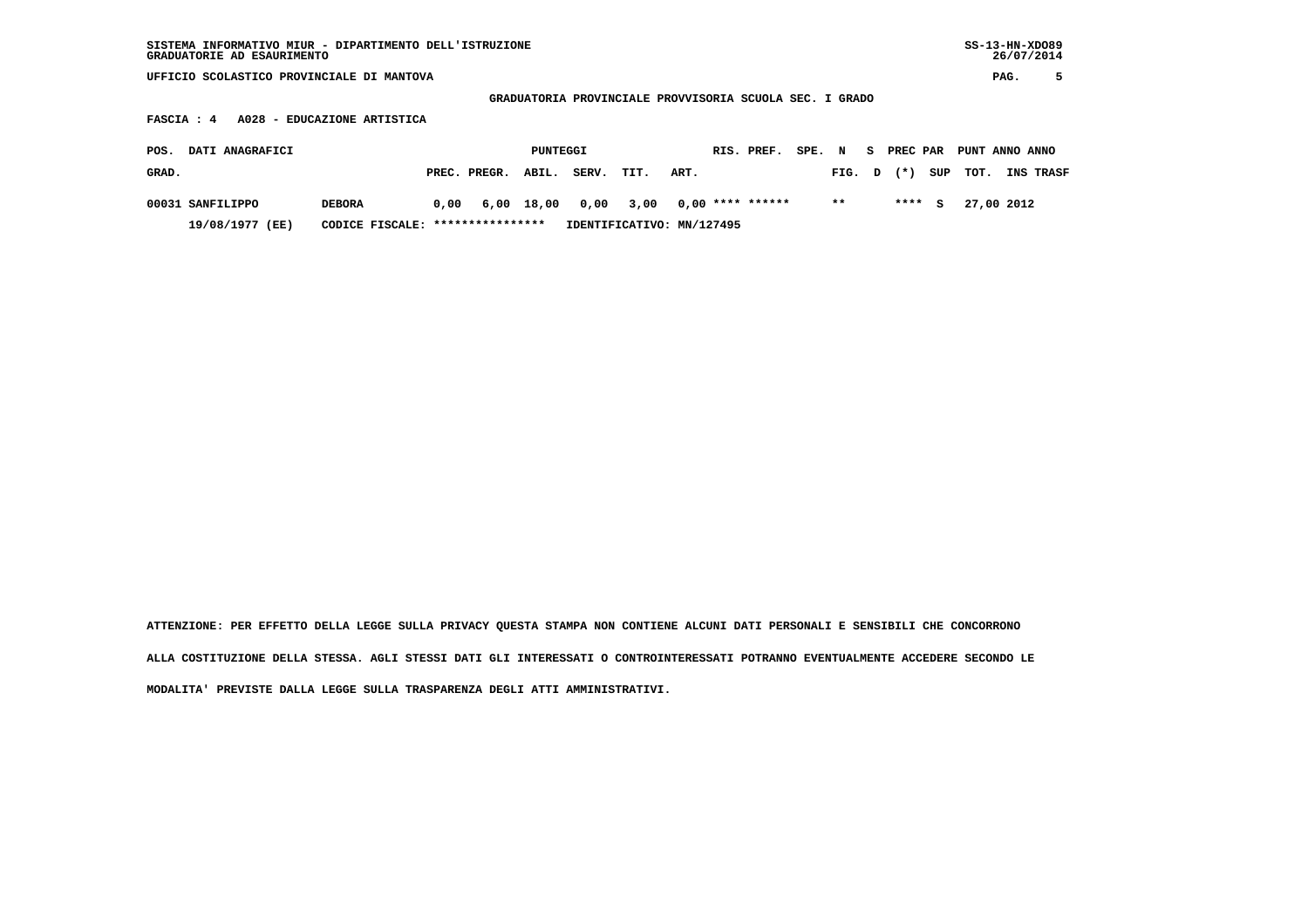SISTEMA INFORMATIVO MIUR - DIPARTIMENTO DELL'ISTRUZIONE
GRADUATORIE AD ESAURIMENTO

UFFICIO SCOLASTICO PROVINCIALE DI MANTOVA

GRADUATORIA PROVINCIALE PROVVISORIA SCUOLA SEC. I GRADO

FASCIA : 4 A028 - EDUCAZIONE ARTISTICA

| POS. GRAD. | DATI ANAGRAFICI | | PUNTEGGI PREC. | PREGR. | ABIL. | SERV. | TIT. | ART. | RIS. | PREF. | SPE. | N FIG. | S D | PREC PAR (*) | SUP | PUNT TOT. | ANNO INS | ANNO TRASF |
|---|---|---|---|---|---|---|---|---|---|---|---|---|---|---|---|---|---|---|
| 00031 | SANFILIPPO | DEBORA | 0,00 | 6,00 | 18,00 | 0,00 | 3,00 | 0,00 | **** | ****** | | ** | | **** | S | 27,00 | 2012 | |
| | 19/08/1977 (EE) | CODICE FISCALE: **************** | IDENTIFICATIVO: MN/127495 | | | | | | | | | | | | | | | |

ATTENZIONE: PER EFFETTO DELLA LEGGE SULLA PRIVACY QUESTA STAMPA NON CONTIENE ALCUNI DATI PERSONALI E SENSIBILI CHE CONCORRONO ALLA COSTITUZIONE DELLA STESSA. AGLI STESSI DATI GLI INTERESSATI O CONTROINTERESSATI POTRANNO EVENTUALMENTE ACCEDERE SECONDO LE MODALITA' PREVISTE DALLA LEGGE SULLA TRASPARENZA DEGLI ATTI AMMINISTRATIVI.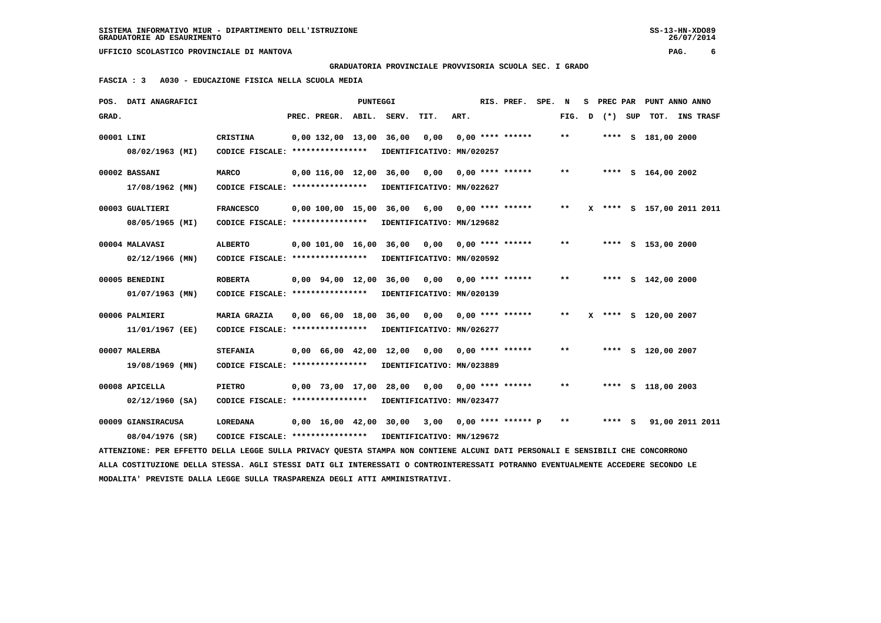SISTEMA INFORMATIVO MIUR - DIPARTIMENTO DELL'ISTRUZIONE
GRADUATORIE AD ESAURIMENTO

UFFICIO SCOLASTICO PROVINCIALE DI MANTOVA

GRADUATORIA PROVINCIALE PROVVISORIA SCUOLA SEC. I GRADO

FASCIA : 3   A030 - EDUCAZIONE FISICA NELLA SCUOLA MEDIA

| POS. GRAD. | DATI ANAGRAFICI | | PREC. | PREGR. | ABIL. | SERV. | TIT. | ART. | RIS. PREF. | SPE. | N FIG. | S D | PREC PAR (*) | SUP | PUNT ANNO TOT. | ANNO INS | TRASF |
|---|---|---|---|---|---|---|---|---|---|---|---|---|---|---|---|---|---|
| 00001 | LINI 08/02/1963 (MI) | CRISTINA CODICE FISCALE: **************** IDENTIFICATIVO: MN/020257 | 0,00 | 132,00 | 13,00 | 36,00 | 0,00 | 0,00 | **** ****** | | ** | | **** | S | 181,00 | 2000 | |
| 00002 | BASSANI 17/08/1962 (MN) | MARCO CODICE FISCALE: **************** IDENTIFICATIVO: MN/022627 | 0,00 | 116,00 | 12,00 | 36,00 | 0,00 | 0,00 | **** ****** | | ** | | **** | S | 164,00 | 2002 | |
| 00003 | GUALTIERI 08/05/1965 (MI) | FRANCESCO CODICE FISCALE: **************** IDENTIFICATIVO: MN/129682 | 0,00 | 100,00 | 15,00 | 36,00 | 6,00 | 0,00 | **** ****** | | ** | X | **** | S | 157,00 | 2011 | 2011 |
| 00004 | MALAVASI 02/12/1966 (MN) | ALBERTO CODICE FISCALE: **************** IDENTIFICATIVO: MN/020592 | 0,00 | 101,00 | 16,00 | 36,00 | 0,00 | 0,00 | **** ****** | | ** | | **** | S | 153,00 | 2000 | |
| 00005 | BENEDINI 01/07/1963 (MN) | ROBERTA CODICE FISCALE: **************** IDENTIFICATIVO: MN/020139 | 0,00 | 94,00 | 12,00 | 36,00 | 0,00 | 0,00 | **** ****** | | ** | | **** | S | 142,00 | 2000 | |
| 00006 | PALMIERI 11/01/1967 (EE) | MARIA GRAZIA CODICE FISCALE: **************** IDENTIFICATIVO: MN/026277 | 0,00 | 66,00 | 18,00 | 36,00 | 0,00 | 0,00 | **** ****** | | ** | X | **** | S | 120,00 | 2007 | |
| 00007 | MALERBA 19/08/1969 (MN) | STEFANIA CODICE FISCALE: **************** IDENTIFICATIVO: MN/023889 | 0,00 | 66,00 | 42,00 | 12,00 | 0,00 | 0,00 | **** ****** | | ** | | **** | S | 120,00 | 2007 | |
| 00008 | APICELLA 02/12/1960 (SA) | PIETRO CODICE FISCALE: **************** IDENTIFICATIVO: MN/023477 | 0,00 | 73,00 | 17,00 | 28,00 | 0,00 | 0,00 | **** ****** | | ** | | **** | S | 118,00 | 2003 | |
| 00009 | GIANSIRACUSA 08/04/1976 (SR) | LOREDANA CODICE FISCALE: **************** IDENTIFICATIVO: MN/129672 | 0,00 | 16,00 | 42,00 | 30,00 | 3,00 | 0,00 | **** ****** | P | ** | | **** | S | 91,00 | 2011 | 2011 |

ATTENZIONE: PER EFFETTO DELLA LEGGE SULLA PRIVACY QUESTA STAMPA NON CONTIENE ALCUNI DATI PERSONALI E SENSIBILI CHE CONCORRONO ALLA COSTITUZIONE DELLA STESSA. AGLI STESSI DATI GLI INTERESSATI O CONTROINTERESSATI POTRANNO EVENTUALMENTE ACCEDERE SECONDO LE MODALITA' PREVISTE DALLA LEGGE SULLA TRASPARENZA DEGLI ATTI AMMINISTRATIVI.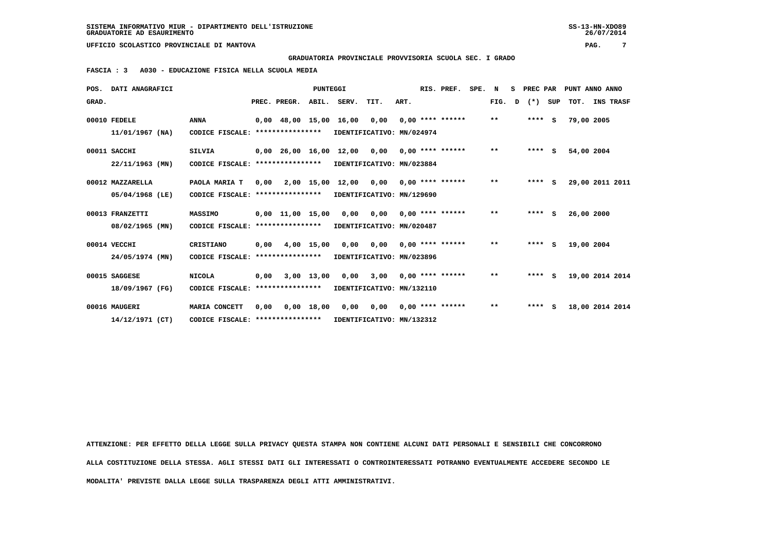SISTEMA INFORMATIVO MIUR - DIPARTIMENTO DELL'ISTRUZIONE
GRADUATORIE AD ESAURIMENTO

UFFICIO SCOLASTICO PROVINCIALE DI MANTOVA

GRADUATORIA PROVINCIALE PROVVISORIA SCUOLA SEC. I GRADO

FASCIA : 3 A030 - EDUCAZIONE FISICA NELLA SCUOLA MEDIA

| POS. GRAD. | DATI ANAGRAFICI | | PREC. | PREGR. | ABIL. | SERV. | TIT. | ART. | RIS. PREF. | SPE. N FIG. | S D | PREC PAR (*) | SUP | PUNT ANNO ANNO TOT. | INS | TRASF |
|---|---|---|---|---|---|---|---|---|---|---|---|---|---|---|---|---|
| 00010 | FEDELE 11/01/1967 (NA) | ANNA CODICE FISCALE: **************** IDENTIFICATIVO: MN/024974 | 0,00 | 48,00 | 15,00 | 16,00 | 0,00 | 0,00 | **** ****** | ** | | **** | S | 79,00 | 2005 | |
| 00011 | SACCHI 22/11/1963 (MN) | SILVIA CODICE FISCALE: **************** IDENTIFICATIVO: MN/023884 | 0,00 | 26,00 | 16,00 | 12,00 | 0,00 | 0,00 | **** ****** | ** | | **** | S | 54,00 | 2004 | |
| 00012 | MAZZARELLA 05/04/1968 (LE) | PAOLA MARIA T CODICE FISCALE: **************** IDENTIFICATIVO: MN/129690 | 0,00 | 2,00 | 15,00 | 12,00 | 0,00 | 0,00 | **** ****** | ** | | **** | S | 29,00 | 2011 | 2011 |
| 00013 | FRANZETTI 08/02/1965 (MN) | MASSIMO CODICE FISCALE: **************** IDENTIFICATIVO: MN/020487 | 0,00 | 11,00 | 15,00 | 0,00 | 0,00 | 0,00 | **** ****** | ** | | **** | S | 26,00 | 2000 | |
| 00014 | VECCHI 24/05/1974 (MN) | CRISTIANO CODICE FISCALE: **************** IDENTIFICATIVO: MN/023896 | 0,00 | 4,00 | 15,00 | 0,00 | 0,00 | 0,00 | **** ****** | ** | | **** | S | 19,00 | 2004 | |
| 00015 | SAGGESE 18/09/1967 (FG) | NICOLA CODICE FISCALE: **************** IDENTIFICATIVO: MN/132110 | 0,00 | 3,00 | 13,00 | 0,00 | 3,00 | 0,00 | **** ****** | ** | | **** | S | 19,00 | 2014 | 2014 |
| 00016 | MAUGERI 14/12/1971 (CT) | MARIA CONCETT CODICE FISCALE: **************** IDENTIFICATIVO: MN/132312 | 0,00 | 0,00 | 18,00 | 0,00 | 0,00 | 0,00 | **** ****** | ** | | **** | S | 18,00 | 2014 | 2014 |

ATTENZIONE: PER EFFETTO DELLA LEGGE SULLA PRIVACY QUESTA STAMPA NON CONTIENE ALCUNI DATI PERSONALI E SENSIBILI CHE CONCORRONO ALLA COSTITUZIONE DELLA STESSA. AGLI STESSI DATI GLI INTERESSATI O CONTROINTERESSATI POTRANNO EVENTUALMENTE ACCEDERE SECONDO LE MODALITA' PREVISTE DALLA LEGGE SULLA TRASPARENZA DEGLI ATTI AMMINISTRATIVI.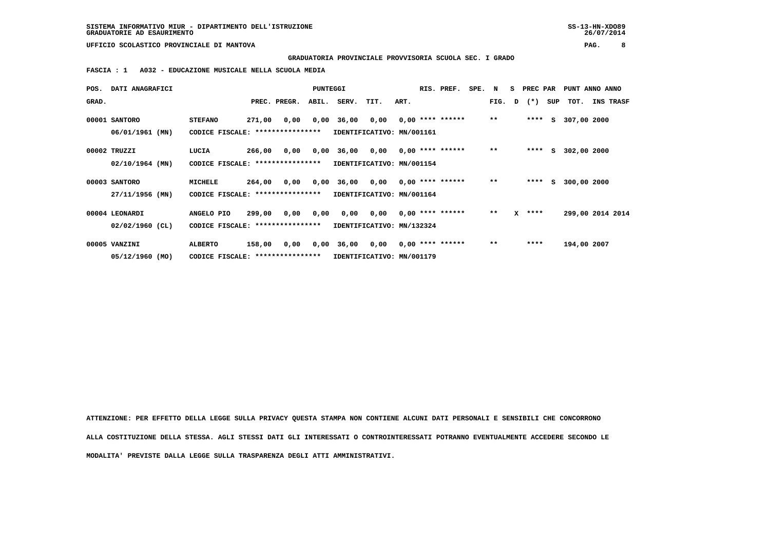SISTEMA INFORMATIVO MIUR - DIPARTIMENTO DELL'ISTRUZIONE
GRADUATORIE AD ESAURIMENTO

UFFICIO SCOLASTICO PROVINCIALE DI MANTOVA

**GRADUATORIA PROVINCIALE PROVVISORIA SCUOLA SEC. I GRADO**

**FASCIA : 1 A032 - EDUCAZIONE MUSICALE NELLA SCUOLA MEDIA**

| POS. GRAD. | DATI ANAGRAFICI | | PREC. | PREGR. | ABIL. | SERV. | TIT. | ART. | RIS. | PREF. | SPE. | N FIG. | S D | PREC PAR (*) | SUP | PUNT TOT. | ANNO INS | ANNO TRASF |
|---|---|---|---|---|---|---|---|---|---|---|---|---|---|---|---|---|---|---|
| 00001 | SANTORO 06/01/1961 (MN) | STEFANO CODICE FISCALE: **************** IDENTIFICATIVO: MN/001161 | 271,00 | 0,00 | 0,00 | 36,00 | 0,00 | 0,00 | **** | ****** | | ** | | **** | S | 307,00 | 2000 | |
| 00002 | TRUZZI 02/10/1964 (MN) | LUCIA CODICE FISCALE: **************** IDENTIFICATIVO: MN/001154 | 266,00 | 0,00 | 0,00 | 36,00 | 0,00 | 0,00 | **** | ****** | | ** | | **** | S | 302,00 | 2000 | |
| 00003 | SANTORO 27/11/1956 (MN) | MICHELE CODICE FISCALE: **************** IDENTIFICATIVO: MN/001164 | 264,00 | 0,00 | 0,00 | 36,00 | 0,00 | 0,00 | **** | ****** | | ** | | **** | S | 300,00 | 2000 | |
| 00004 | LEONARDI 02/02/1960 (CL) | ANGELO PIO CODICE FISCALE: **************** IDENTIFICATIVO: MN/132324 | 299,00 | 0,00 | 0,00 | 0,00 | 0,00 | 0,00 | **** | ****** | | ** | X | **** | | 299,00 | 2014 | 2014 |
| 00005 | VANZINI 05/12/1960 (MO) | ALBERTO CODICE FISCALE: **************** IDENTIFICATIVO: MN/001179 | 158,00 | 0,00 | 0,00 | 36,00 | 0,00 | 0,00 | **** | ****** | | ** | | **** | | 194,00 | 2007 | |

**ATTENZIONE: PER EFFETTO DELLA LEGGE SULLA PRIVACY QUESTA STAMPA NON CONTIENE ALCUNI DATI PERSONALI E SENSIBILI CHE CONCORRONO ALLA COSTITUZIONE DELLA STESSA. AGLI STESSI DATI GLI INTERESSATI O CONTROINTERESSATI POTRANNO EVENTUALMENTE ACCEDERE SECONDO LE MODALITA' PREVISTE DALLA LEGGE SULLA TRASPARENZA DEGLI ATTI AMMINISTRATIVI.**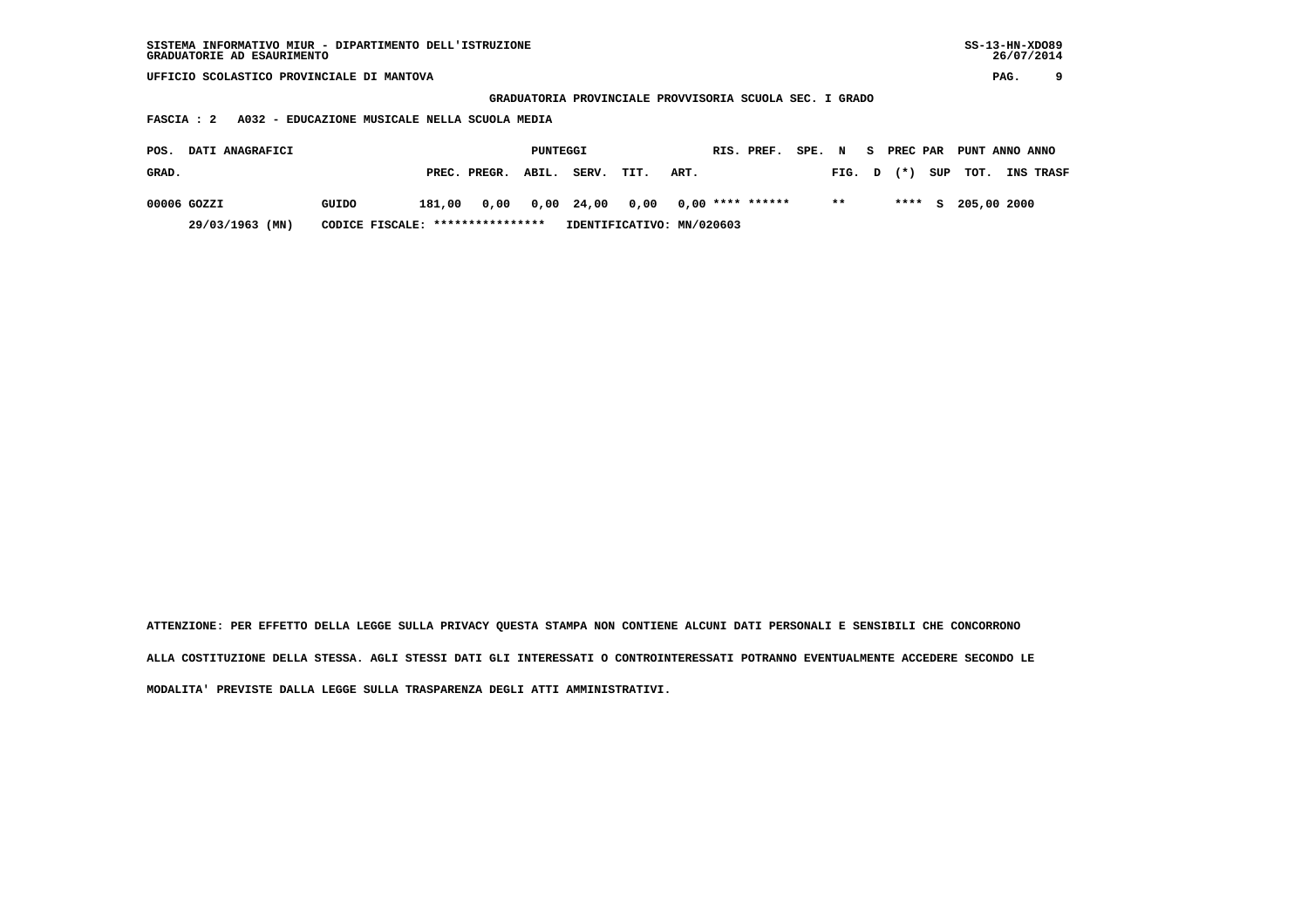SISTEMA INFORMATIVO MIUR - DIPARTIMENTO DELL'ISTRUZIONE
GRADUATORIE AD ESAURIMENTO

UFFICIO SCOLASTICO PROVINCIALE DI MANTOVA

GRADUATORIA PROVINCIALE PROVVISORIA SCUOLA SEC. I GRADO

FASCIA : 2 A032 - EDUCAZIONE MUSICALE NELLA SCUOLA MEDIA

| POS. GRAD. | DATI ANAGRAFICI | | PUNTEGGI PREC. | PREGR. | ABIL. | SERV. | TIT. | ART. | RIS. | PREF. | SPE. | N FIG. | S D | PREC PAR (*) | SUP | PUNT TOT. | ANNO INS | ANNO TRASF |
|---|---|---|---|---|---|---|---|---|---|---|---|---|---|---|---|---|---|---|
| 00006 | GOZZI | GUIDO | 181,00 | 0,00 | 0,00 | 24,00 | 0,00 | 0,00 | **** | ****** | | ** | | **** | S | 205,00 | 2000 | |
| | 29/03/1963 (MN) | CODICE FISCALE: **************** | IDENTIFICATIVO: MN/020603 | | | | | | | | | | | | | | | |

ATTENZIONE: PER EFFETTO DELLA LEGGE SULLA PRIVACY QUESTA STAMPA NON CONTIENE ALCUNI DATI PERSONALI E SENSIBILI CHE CONCORRONO ALLA COSTITUZIONE DELLA STESSA. AGLI STESSI DATI GLI INTERESSATI O CONTROINTERESSATI POTRANNO EVENTUALMENTE ACCEDERE SECONDO LE MODALITA' PREVISTE DALLA LEGGE SULLA TRASPARENZA DEGLI ATTI AMMINISTRATIVI.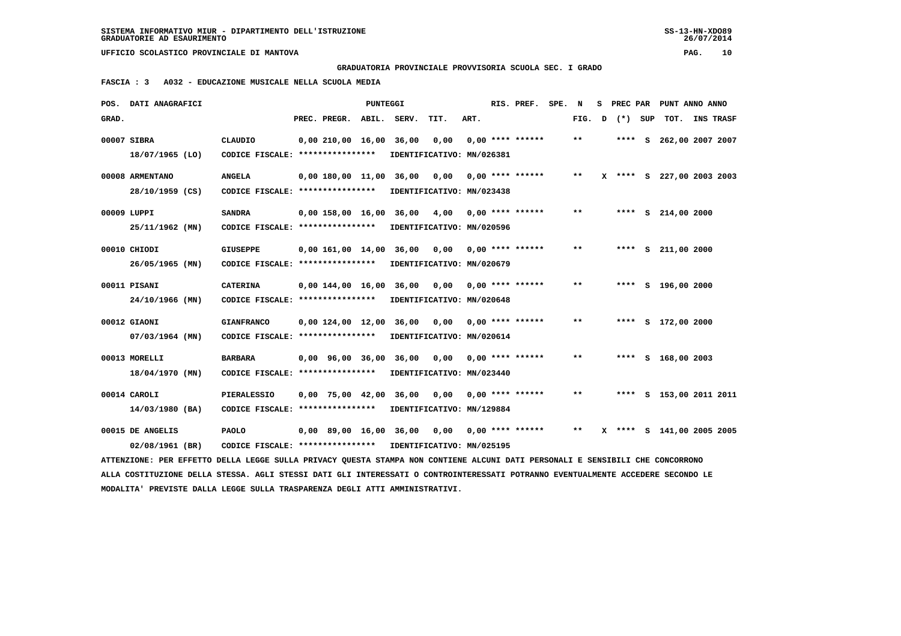SISTEMA INFORMATIVO MIUR - DIPARTIMENTO DELL'ISTRUZIONE
GRADUATORIE AD ESAURIMENTO

UFFICIO SCOLASTICO PROVINCIALE DI MANTOVA

GRADUATORIA PROVINCIALE PROVVISORIA SCUOLA SEC. I GRADO

FASCIA : 3 A032 - EDUCAZIONE MUSICALE NELLA SCUOLA MEDIA

| POS. GRAD. | DATI ANAGRAFICI | | PREC. | PREGR. | ABIL. | SERV. | TIT. | ART. | RIS. PREF. | SPE. | N FIG. | S D | PREC PAR (*) | SUP | PUNT TOT. | ANNO INS | ANNO TRASF |
|---|---|---|---|---|---|---|---|---|---|---|---|---|---|---|---|---|---|
| 00007 | SIBRA | CLAUDIO | 0,00 | 210,00 | 16,00 | 36,00 | 0,00 | 0,00 | **** ****** | | ** | | **** | S | 262,00 | 2007 | 2007 |
| | 18/07/1965 (LO) | CODICE FISCALE: **************** | IDENTIFICATIVO: MN/026381 | | | | | | | | | | | | | | |
| 00008 | ARMENTANO | ANGELA | 0,00 | 180,00 | 11,00 | 36,00 | 0,00 | 0,00 | **** ****** | | ** | X | **** | S | 227,00 | 2003 | 2003 |
| | 28/10/1959 (CS) | CODICE FISCALE: **************** | IDENTIFICATIVO: MN/023438 | | | | | | | | | | | | | | |
| 00009 | LUPPI | SANDRA | 0,00 | 158,00 | 16,00 | 36,00 | 4,00 | 0,00 | **** ****** | | ** | | **** | S | 214,00 | 2000 | |
| | 25/11/1962 (MN) | CODICE FISCALE: **************** | IDENTIFICATIVO: MN/020596 | | | | | | | | | | | | | | |
| 00010 | CHIODI | GIUSEPPE | 0,00 | 161,00 | 14,00 | 36,00 | 0,00 | 0,00 | **** ****** | | ** | | **** | S | 211,00 | 2000 | |
| | 26/05/1965 (MN) | CODICE FISCALE: **************** | IDENTIFICATIVO: MN/020679 | | | | | | | | | | | | | | |
| 00011 | PISANI | CATERINA | 0,00 | 144,00 | 16,00 | 36,00 | 0,00 | 0,00 | **** ****** | | ** | | **** | S | 196,00 | 2000 | |
| | 24/10/1966 (MN) | CODICE FISCALE: **************** | IDENTIFICATIVO: MN/020648 | | | | | | | | | | | | | | |
| 00012 | GIAONI | GIANFRANCO | 0,00 | 124,00 | 12,00 | 36,00 | 0,00 | 0,00 | **** ****** | | ** | | **** | S | 172,00 | 2000 | |
| | 07/03/1964 (MN) | CODICE FISCALE: **************** | IDENTIFICATIVO: MN/020614 | | | | | | | | | | | | | | |
| 00013 | MORELLI | BARBARA | 0,00 | 96,00 | 36,00 | 36,00 | 0,00 | 0,00 | **** ****** | | ** | | **** | S | 168,00 | 2003 | |
| | 18/04/1970 (MN) | CODICE FISCALE: **************** | IDENTIFICATIVO: MN/023440 | | | | | | | | | | | | | | |
| 00014 | CAROLI | PIERALESSIO | 0,00 | 75,00 | 42,00 | 36,00 | 0,00 | 0,00 | **** ****** | | ** | | **** | S | 153,00 | 2011 | 2011 |
| | 14/03/1980 (BA) | CODICE FISCALE: **************** | IDENTIFICATIVO: MN/129884 | | | | | | | | | | | | | | |
| 00015 | DE ANGELIS | PAOLO | 0,00 | 89,00 | 16,00 | 36,00 | 0,00 | 0,00 | **** ****** | | ** | X | **** | S | 141,00 | 2005 | 2005 |
| | 02/08/1961 (BR) | CODICE FISCALE: **************** | IDENTIFICATIVO: MN/025195 | | | | | | | | | | | | | | |

ATTENZIONE: PER EFFETTO DELLA LEGGE SULLA PRIVACY QUESTA STAMPA NON CONTIENE ALCUNI DATI PERSONALI E SENSIBILI CHE CONCORRONO ALLA COSTITUZIONE DELLA STESSA. AGLI STESSI DATI GLI INTERESSATI O CONTROINTERESSATI POTRANNO EVENTUALMENTE ACCEDERE SECONDO LE MODALITA' PREVISTE DALLA LEGGE SULLA TRASPARENZA DEGLI ATTI AMMINISTRATIVI.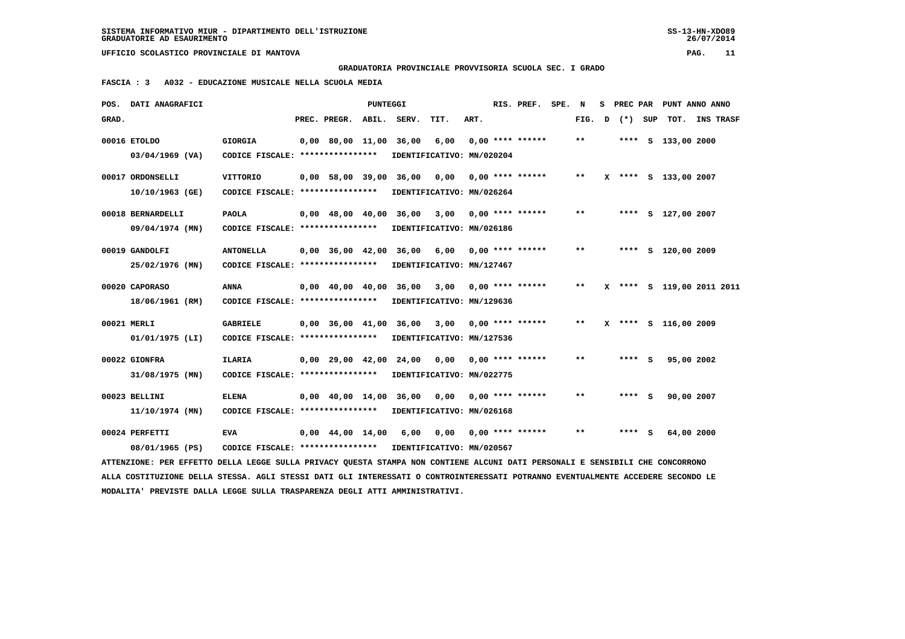**SISTEMA INFORMATIVO MIUR - DIPARTIMENTO DELL'ISTRUZIONE**
**GRADUATORIE AD ESAURIMENTO**

**UFFICIO SCOLASTICO PROVINCIALE DI MANTOVA**

**GRADUATORIA PROVINCIALE PROVVISORIA SCUOLA SEC. I GRADO**

**FASCIA : 3 A032 - EDUCAZIONE MUSICALE NELLA SCUOLA MEDIA**

| POS. GRAD. | DATI ANAGRAFICI | | PREC. | PREGR. | ABIL. | SERV. | TIT. | ART. | RIS. PREF. | SPE. | N FIG. | S D | PREC PAR (*) | SUP | PUNT TOT. | ANNO INS | TRASF |
|---|---|---|---|---|---|---|---|---|---|---|---|---|---|---|---|---|---|
| 00016 | ETOLDO 03/04/1969 (VA) | GIORGIA CODICE FISCALE: **************** IDENTIFICATIVO: MN/020204 | 0,00 | 80,00 | 11,00 | 36,00 | 6,00 | 0,00 | **** ****** | | ** | | **** | S | 133,00 | 2000 | |
| 00017 | ORDONSELLI 10/10/1963 (GE) | VITTORIO CODICE FISCALE: **************** IDENTIFICATIVO: MN/026264 | 0,00 | 58,00 | 39,00 | 36,00 | 0,00 | 0,00 | **** ****** | | ** | X | **** | S | 133,00 | 2007 | |
| 00018 | BERNARDELLI 09/04/1974 (MN) | PAOLA CODICE FISCALE: **************** IDENTIFICATIVO: MN/026186 | 0,00 | 48,00 | 40,00 | 36,00 | 3,00 | 0,00 | **** ****** | | ** | | **** | S | 127,00 | 2007 | |
| 00019 | GANDOLFI 25/02/1976 (MN) | ANTONELLA CODICE FISCALE: **************** IDENTIFICATIVO: MN/127467 | 0,00 | 36,00 | 42,00 | 36,00 | 6,00 | 0,00 | **** ****** | | ** | | **** | S | 120,00 | 2009 | |
| 00020 | CAPORASO 18/06/1961 (RM) | ANNA CODICE FISCALE: **************** IDENTIFICATIVO: MN/129636 | 0,00 | 40,00 | 40,00 | 36,00 | 3,00 | 0,00 | **** ****** | | ** | X | **** | S | 119,00 | 2011 | 2011 |
| 00021 | MERLI 01/01/1975 (LI) | GABRIELE CODICE FISCALE: **************** IDENTIFICATIVO: MN/127536 | 0,00 | 36,00 | 41,00 | 36,00 | 3,00 | 0,00 | **** ****** | | ** | X | **** | S | 116,00 | 2009 | |
| 00022 | GIONFRA 31/08/1975 (MN) | ILARIA CODICE FISCALE: **************** IDENTIFICATIVO: MN/022775 | 0,00 | 29,00 | 42,00 | 24,00 | 0,00 | 0,00 | **** ****** | | ** | | **** | S | 95,00 | 2002 | |
| 00023 | BELLINI 11/10/1974 (MN) | ELENA CODICE FISCALE: **************** IDENTIFICATIVO: MN/026168 | 0,00 | 40,00 | 14,00 | 36,00 | 0,00 | 0,00 | **** ****** | | ** | | **** | S | 90,00 | 2007 | |
| 00024 | PERFETTI 08/01/1965 (PS) | EVA CODICE FISCALE: **************** IDENTIFICATIVO: MN/020567 | 0,00 | 44,00 | 14,00 | 6,00 | 0,00 | 0,00 | **** ****** | | ** | | **** | S | 64,00 | 2000 | |

ATTENZIONE: PER EFFETTO DELLA LEGGE SULLA PRIVACY QUESTA STAMPA NON CONTIENE ALCUNI DATI PERSONALI E SENSIBILI CHE CONCORRONO ALLA COSTITUZIONE DELLA STESSA. AGLI STESSI DATI GLI INTERESSATI O CONTROINTERESSATI POTRANNO EVENTUALMENTE ACCEDERE SECONDO LE MODALITA' PREVISTE DALLA LEGGE SULLA TRASPARENZA DEGLI ATTI AMMINISTRATIVI.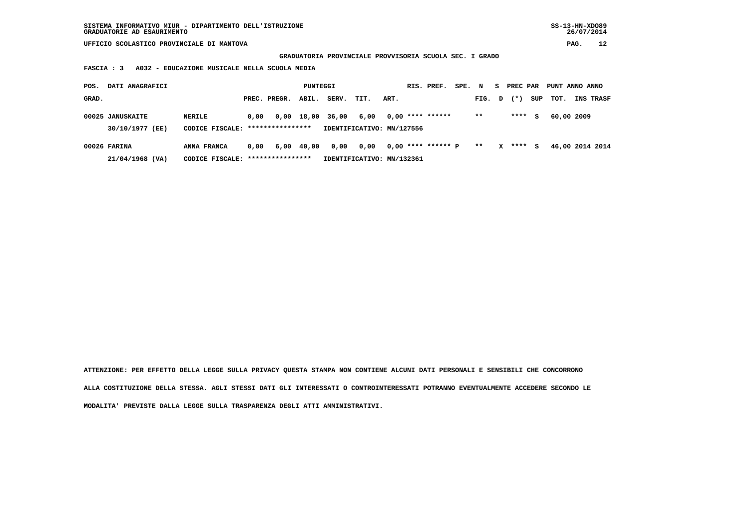SISTEMA INFORMATIVO MIUR - DIPARTIMENTO DELL'ISTRUZIONE
GRADUATORIE AD ESAURIMENTO

UFFICIO SCOLASTICO PROVINCIALE DI MANTOVA

**GRADUATORIA PROVINCIALE PROVVISORIA SCUOLA SEC. I GRADO**

**FASCIA : 3 A032 - EDUCAZIONE MUSICALE NELLA SCUOLA MEDIA**

| POS. GRAD. | DATI ANAGRAFICI | | PREC. | PREGR. | ABIL. | SERV. | TIT. | ART. | RIS. | PREF. | SPE. | N FIG. | S D | PREC (*) | PAR SUP | PUNT TOT. | ANNO INS | ANNO TRASF |
|---|---|---|---|---|---|---|---|---|---|---|---|---|---|---|---|---|---|---|
| 00025 | JANUSKAITE | NERILE | 0,00 | 0,00 | 18,00 | 36,00 | 6,00 | 0,00 | **** | ****** | | ** | | **** | S | 60,00 | 2009 | |
| | 30/10/1977 (EE) | CODICE FISCALE: **************** | | | | IDENTIFICATIVO: MN/127556 | | | | | | | | | | | | |
| 00026 | FARINA | ANNA FRANCA | 0,00 | 6,00 | 40,00 | 0,00 | 0,00 | 0,00 | **** | ****** | P | ** | X | **** | S | 46,00 | 2014 | 2014 |
| | 21/04/1968 (VA) | CODICE FISCALE: **************** | | | | IDENTIFICATIVO: MN/132361 | | | | | | | | | | | | |

**ATTENZIONE: PER EFFETTO DELLA LEGGE SULLA PRIVACY QUESTA STAMPA NON CONTIENE ALCUNI DATI PERSONALI E SENSIBILI CHE CONCORRONO ALLA COSTITUZIONE DELLA STESSA. AGLI STESSI DATI GLI INTERESSATI O CONTROINTERESSATI POTRANNO EVENTUALMENTE ACCEDERE SECONDO LE MODALITA' PREVISTE DALLA LEGGE SULLA TRASPARENZA DEGLI ATTI AMMINISTRATIVI.**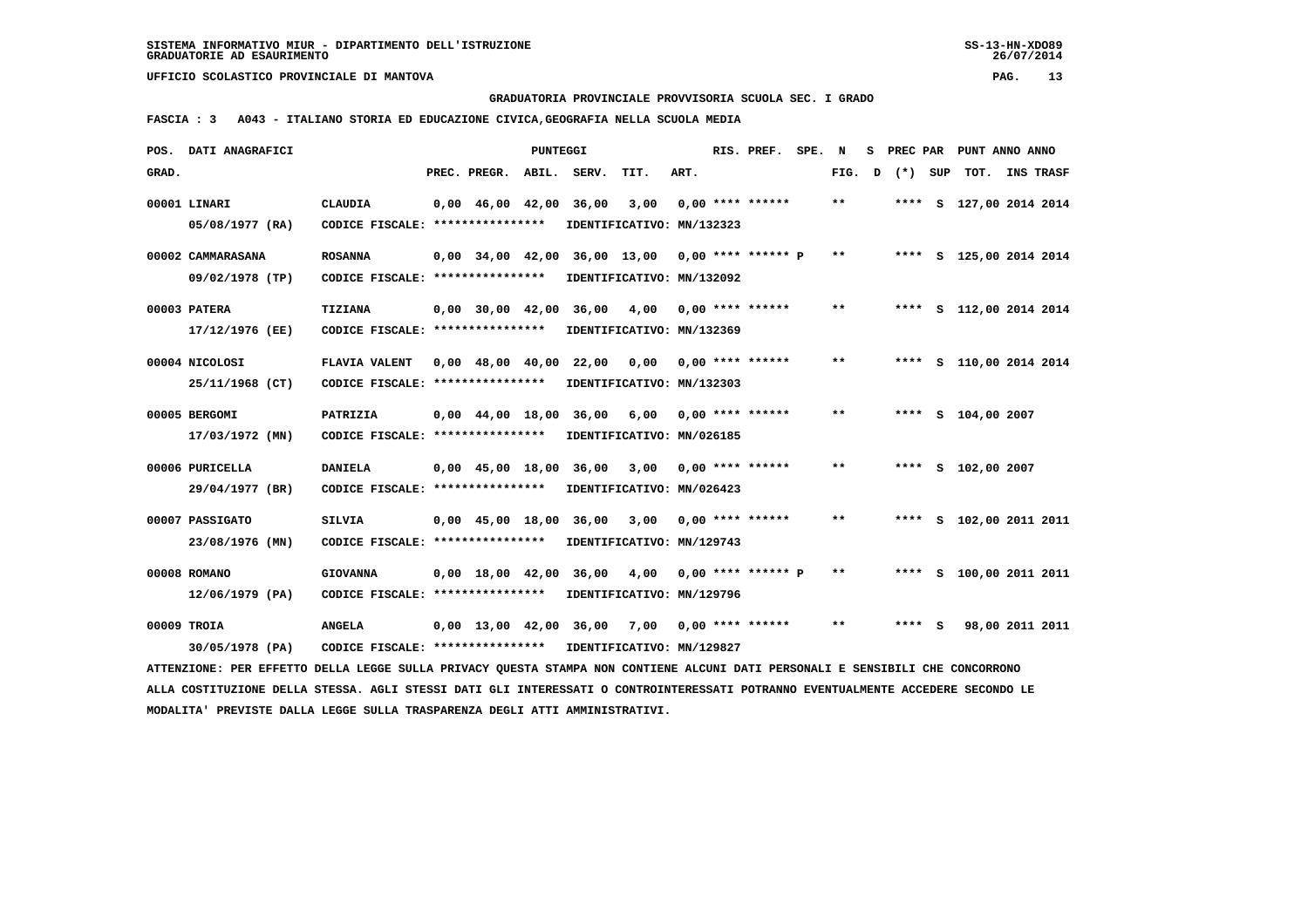SISTEMA INFORMATIVO MIUR - DIPARTIMENTO DELL'ISTRUZIONE
GRADUATORIE AD ESAURIMENTO

UFFICIO SCOLASTICO PROVINCIALE DI MANTOVA

**GRADUATORIA PROVINCIALE PROVVISORIA SCUOLA SEC. I GRADO**

**FASCIA : 3 A043 - ITALIANO STORIA ED EDUCAZIONE CIVICA,GEOGRAFIA NELLA SCUOLA MEDIA**

| POS. GRAD. | DATI ANAGRAFICI | | PREC. | PREGR. | ABIL. | SERV. | TIT. | ART. | RIS. | PREF. | SPE. | N FIG. | S D | PREC PAR (*) | SUP | PUNT TOT. | ANNO INS | TRASF |
|---|---|---|---|---|---|---|---|---|---|---|---|---|---|---|---|---|---|---|
| 00001 | LINARI 05/08/1977 (RA) | CLAUDIA CODICE FISCALE: **************** IDENTIFICATIVO: MN/132323 | 0,00 | 46,00 | 42,00 | 36,00 | 3,00 | 0,00 | **** | ****** | | ** | | **** | S | 127,00 | 2014 | 2014 |
| 00002 | CAMMARASANA 09/02/1978 (TP) | ROSANNA CODICE FISCALE: **************** IDENTIFICATIVO: MN/132092 | 0,00 | 34,00 | 42,00 | 36,00 | 13,00 | 0,00 | **** | ****** | P | ** | | **** | S | 125,00 | 2014 | 2014 |
| 00003 | PATERA 17/12/1976 (EE) | TIZIANA CODICE FISCALE: **************** IDENTIFICATIVO: MN/132369 | 0,00 | 30,00 | 42,00 | 36,00 | 4,00 | 0,00 | **** | ****** | | ** | | **** | S | 112,00 | 2014 | 2014 |
| 00004 | NICOLOSI 25/11/1968 (CT) | FLAVIA VALENT CODICE FISCALE: **************** IDENTIFICATIVO: MN/132303 | 0,00 | 48,00 | 40,00 | 22,00 | 0,00 | 0,00 | **** | ****** | | ** | | **** | S | 110,00 | 2014 | 2014 |
| 00005 | BERGOMI 17/03/1972 (MN) | PATRIZIA CODICE FISCALE: **************** IDENTIFICATIVO: MN/026185 | 0,00 | 44,00 | 18,00 | 36,00 | 6,00 | 0,00 | **** | ****** | | ** | | **** | S | 104,00 | 2007 | |
| 00006 | PURICELLA 29/04/1977 (BR) | DANIELA CODICE FISCALE: **************** IDENTIFICATIVO: MN/026423 | 0,00 | 45,00 | 18,00 | 36,00 | 3,00 | 0,00 | **** | ****** | | ** | | **** | S | 102,00 | 2007 | |
| 00007 | PASSIGATO 23/08/1976 (MN) | SILVIA CODICE FISCALE: **************** IDENTIFICATIVO: MN/129743 | 0,00 | 45,00 | 18,00 | 36,00 | 3,00 | 0,00 | **** | ****** | | ** | | **** | S | 102,00 | 2011 | 2011 |
| 00008 | ROMANO 12/06/1979 (PA) | GIOVANNA CODICE FISCALE: **************** IDENTIFICATIVO: MN/129796 | 0,00 | 18,00 | 42,00 | 36,00 | 4,00 | 0,00 | **** | ****** | P | ** | | **** | S | 100,00 | 2011 | 2011 |
| 00009 | TROIA 30/05/1978 (PA) | ANGELA CODICE FISCALE: **************** IDENTIFICATIVO: MN/129827 | 0,00 | 13,00 | 42,00 | 36,00 | 7,00 | 0,00 | **** | ****** | | ** | | **** | S | 98,00 | 2011 | 2011 |

ATTENZIONE: PER EFFETTO DELLA LEGGE SULLA PRIVACY QUESTA STAMPA NON CONTIENE ALCUNI DATI PERSONALI E SENSIBILI CHE CONCORRONO ALLA COSTITUZIONE DELLA STESSA. AGLI STESSI DATI GLI INTERESSATI O CONTROINTERESSATI POTRANNO EVENTUALMENTE ACCEDERE SECONDO LE MODALITA' PREVISTE DALLA LEGGE SULLA TRASPARENZA DEGLI ATTI AMMINISTRATIVI.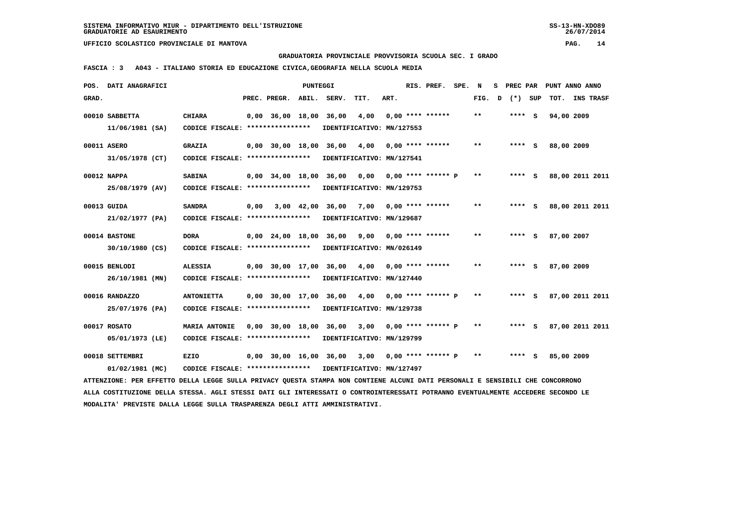SISTEMA INFORMATIVO MIUR - DIPARTIMENTO DELL'ISTRUZIONE
GRADUATORIE AD ESAURIMENTO

UFFICIO SCOLASTICO PROVINCIALE DI MANTOVA

GRADUATORIA PROVINCIALE PROVVISORIA SCUOLA SEC. I GRADO

FASCIA : 3   A043 - ITALIANO STORIA ED EDUCAZIONE CIVICA,GEOGRAFIA NELLA SCUOLA MEDIA

| POS. GRAD. | DATI ANAGRAFICI | | PREC. | PREGR. | ABIL. | SERV. | TIT. | ART. | RIS. PREF. | SPE. | N FIG. | S D | PREC PAR (*) | SUP | PUNT ANNO ANNO TOT. | INS TRASF |
|---|---|---|---|---|---|---|---|---|---|---|---|---|---|---|---|---|
| 00010 | SABBETTA 11/06/1981 (SA) | CHIARA CODICE FISCALE: **************** IDENTIFICATIVO: MN/127553 | 0,00 | 36,00 | 18,00 | 36,00 | 4,00 | 0,00 | **** ****** | | ** | | **** | S | 94,00 2009 | |
| 00011 | ASERO 31/05/1978 (CT) | GRAZIA CODICE FISCALE: **************** IDENTIFICATIVO: MN/127541 | 0,00 | 30,00 | 18,00 | 36,00 | 4,00 | 0,00 | **** ****** | | ** | | **** | S | 88,00 2009 | |
| 00012 | NAPPA 25/08/1979 (AV) | SABINA CODICE FISCALE: **************** IDENTIFICATIVO: MN/129753 | 0,00 | 34,00 | 18,00 | 36,00 | 0,00 | 0,00 | **** ****** P | | ** | | **** | S | 88,00 2011 | 2011 |
| 00013 | GUIDA 21/02/1977 (PA) | SANDRA CODICE FISCALE: **************** IDENTIFICATIVO: MN/129687 | 0,00 | 3,00 | 42,00 | 36,00 | 7,00 | 0,00 | **** ****** | | ** | | **** | S | 88,00 2011 | 2011 |
| 00014 | BASTONE 30/10/1980 (CS) | DORA CODICE FISCALE: **************** IDENTIFICATIVO: MN/026149 | 0,00 | 24,00 | 18,00 | 36,00 | 9,00 | 0,00 | **** ****** | | ** | | **** | S | 87,00 2007 | |
| 00015 | BENLODI 26/10/1981 (MN) | ALESSIA CODICE FISCALE: **************** IDENTIFICATIVO: MN/127440 | 0,00 | 30,00 | 17,00 | 36,00 | 4,00 | 0,00 | **** ****** | | ** | | **** | S | 87,00 2009 | |
| 00016 | RANDAZZO 25/07/1976 (PA) | ANTONIETTA CODICE FISCALE: **************** IDENTIFICATIVO: MN/129738 | 0,00 | 30,00 | 17,00 | 36,00 | 4,00 | 0,00 | **** ****** P | | ** | | **** | S | 87,00 2011 | 2011 |
| 00017 | ROSATO 05/01/1973 (LE) | MARIA ANTONIE CODICE FISCALE: **************** IDENTIFICATIVO: MN/129799 | 0,00 | 30,00 | 18,00 | 36,00 | 3,00 | 0,00 | **** ****** P | | ** | | **** | S | 87,00 2011 | 2011 |
| 00018 | SETTEMBRI 01/02/1981 (MC) | EZIO CODICE FISCALE: **************** IDENTIFICATIVO: MN/127497 | 0,00 | 30,00 | 16,00 | 36,00 | 3,00 | 0,00 | **** ****** P | | ** | | **** | S | 85,00 2009 | |

ATTENZIONE: PER EFFETTO DELLA LEGGE SULLA PRIVACY QUESTA STAMPA NON CONTIENE ALCUNI DATI PERSONALI E SENSIBILI CHE CONCORRONO ALLA COSTITUZIONE DELLA STESSA. AGLI STESSI DATI GLI INTERESSATI O CONTROINTERESSATI POTRANNO EVENTUALMENTE ACCEDERE SECONDO LE MODALITA' PREVISTE DALLA LEGGE SULLA TRASPARENZA DEGLI ATTI AMMINISTRATIVI.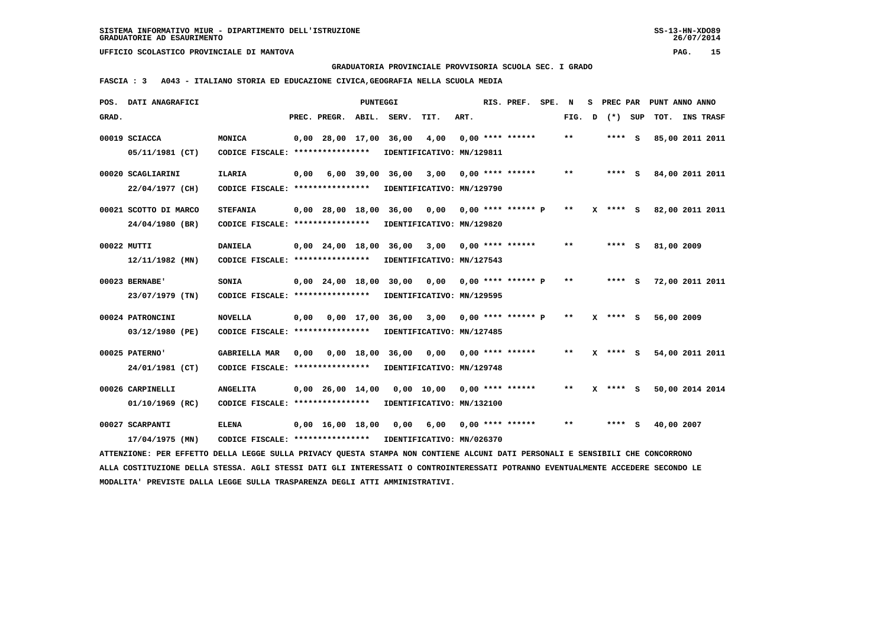SISTEMA INFORMATIVO MIUR - DIPARTIMENTO DELL'ISTRUZIONE
GRADUATORIE AD ESAURIMENTO

UFFICIO SCOLASTICO PROVINCIALE DI MANTOVA

GRADUATORIA PROVINCIALE PROVVISORIA SCUOLA SEC. I GRADO

FASCIA : 3 A043 - ITALIANO STORIA ED EDUCAZIONE CIVICA,GEOGRAFIA NELLA SCUOLA MEDIA

| POS. GRAD. | DATI ANAGRAFICI | | PREC. | PREGR. | ABIL. | SERV. | TIT. | ART. | RIS. PREF. | SPE. N FIG. | S D | PREC PAR (*) | SUP | PUNT TOT. | ANNO INS | ANNO TRASF |
|---|---|---|---|---|---|---|---|---|---|---|---|---|---|---|---|---|
| 00019 | SCIACCA 05/11/1981 (CT) | MONICA CODICE FISCALE: **************** IDENTIFICATIVO: MN/129811 | 0,00 | 28,00 | 17,00 | 36,00 | 4,00 | 0,00 | **** ****** | ** | | **** | S | 85,00 | 2011 | 2011 |
| 00020 | SCAGLIARINI 22/04/1977 (CH) | ILARIA CODICE FISCALE: **************** IDENTIFICATIVO: MN/129790 | 0,00 | 6,00 | 39,00 | 36,00 | 3,00 | 0,00 | **** ****** | ** | | **** | S | 84,00 | 2011 | 2011 |
| 00021 | SCOTTO DI MARCO 24/04/1980 (BR) | STEFANIA CODICE FISCALE: **************** IDENTIFICATIVO: MN/129820 | 0,00 | 28,00 | 18,00 | 36,00 | 0,00 | 0,00 | **** ****** P | ** | X | **** | S | 82,00 | 2011 | 2011 |
| 00022 | MUTTI 12/11/1982 (MN) | DANIELA CODICE FISCALE: **************** IDENTIFICATIVO: MN/127543 | 0,00 | 24,00 | 18,00 | 36,00 | 3,00 | 0,00 | **** ****** | ** | | **** | S | 81,00 | 2009 | |
| 00023 | BERNABE' 23/07/1979 (TN) | SONIA CODICE FISCALE: **************** IDENTIFICATIVO: MN/129595 | 0,00 | 24,00 | 18,00 | 30,00 | 0,00 | 0,00 | **** ****** P | ** | | **** | S | 72,00 | 2011 | 2011 |
| 00024 | PATRONCINI 03/12/1980 (PE) | NOVELLA CODICE FISCALE: **************** IDENTIFICATIVO: MN/127485 | 0,00 | 0,00 | 17,00 | 36,00 | 3,00 | 0,00 | **** ****** P | ** | X | **** | S | 56,00 | 2009 | |
| 00025 | PATERNO' 24/01/1981 (CT) | GABRIELLA MAR CODICE FISCALE: **************** IDENTIFICATIVO: MN/129748 | 0,00 | 0,00 | 18,00 | 36,00 | 0,00 | 0,00 | **** ****** | ** | X | **** | S | 54,00 | 2011 | 2011 |
| 00026 | CARPINELLI 01/10/1969 (RC) | ANGELITA CODICE FISCALE: **************** IDENTIFICATIVO: MN/132100 | 0,00 | 26,00 | 14,00 | 0,00 | 10,00 | 0,00 | **** ****** | ** | X | **** | S | 50,00 | 2014 | 2014 |
| 00027 | SCARPANTI 17/04/1975 (MN) | ELENA CODICE FISCALE: **************** IDENTIFICATIVO: MN/026370 | 0,00 | 16,00 | 18,00 | 0,00 | 6,00 | 0,00 | **** ****** | ** | | **** | S | 40,00 | 2007 | |

ATTENZIONE: PER EFFETTO DELLA LEGGE SULLA PRIVACY QUESTA STAMPA NON CONTIENE ALCUNI DATI PERSONALI E SENSIBILI CHE CONCORRONO ALLA COSTITUZIONE DELLA STESSA. AGLI STESSI DATI GLI INTERESSATI O CONTROINTERESSATI POTRANNO EVENTUALMENTE ACCEDERE SECONDO LE MODALITA' PREVISTE DALLA LEGGE SULLA TRASPARENZA DEGLI ATTI AMMINISTRATIVI.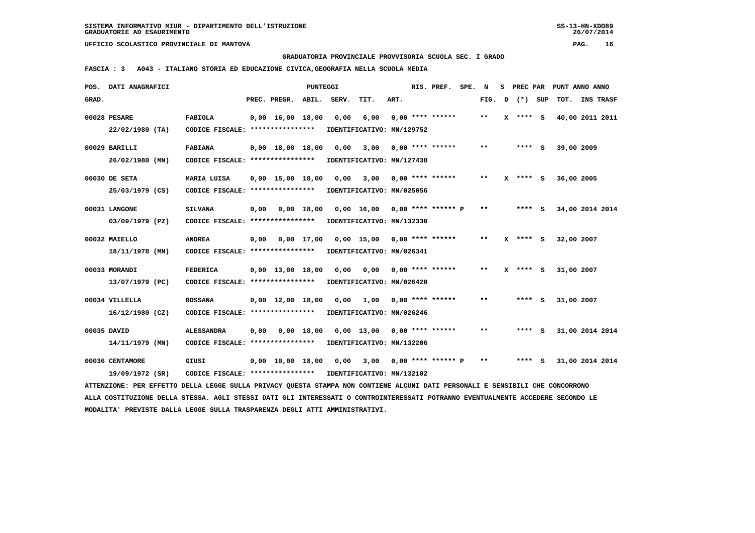SISTEMA INFORMATIVO MIUR - DIPARTIMENTO DELL'ISTRUZIONE
GRADUATORIE AD ESAURIMENTO

UFFICIO SCOLASTICO PROVINCIALE DI MANTOVA

GRADUATORIA PROVINCIALE PROVVISORIA SCUOLA SEC. I GRADO

FASCIA : 3   A043 - ITALIANO STORIA ED EDUCAZIONE CIVICA,GEOGRAFIA NELLA SCUOLA MEDIA

| POS. GRAD. | DATI ANAGRAFICI | | PREC. | PREGR. | ABIL. | SERV. | TIT. | ART. | RIS. PREF. | SPE. N FIG. | S D | PREC PAR (*) SUP | PUNT ANNO ANNO TOT. | INS TRASF |
|---|---|---|---|---|---|---|---|---|---|---|---|---|---|---|
| 00028 | PESARE 22/02/1980 (TA) | FABIOLA CODICE FISCALE: **************** | 0,00 | 16,00 | 18,00 | 0,00 | 6,00 | 0,00 IDENTIFICATIVO: MN/129752 | **** ****** | ** | X | **** S | 40,00 | 2011 2011 |
| 00029 | BARILLI 26/02/1980 (MN) | FABIANA CODICE FISCALE: **************** | 0,00 | 18,00 | 18,00 | 0,00 | 3,00 | 0,00 IDENTIFICATIVO: MN/127438 | **** ****** | ** | | **** S | 39,00 | 2009 |
| 00030 | DE SETA 25/03/1979 (CS) | MARIA LUISA CODICE FISCALE: **************** | 0,00 | 15,00 | 18,00 | 0,00 | 3,00 | 0,00 IDENTIFICATIVO: MN/025056 | **** ****** | ** | X | **** S | 36,00 | 2005 |
| 00031 | LANGONE 03/09/1979 (PZ) | SILVANA CODICE FISCALE: **************** | 0,00 | 0,00 | 18,00 | 0,00 | 16,00 | 0,00 IDENTIFICATIVO: MN/132330 | **** ****** P | ** | | **** S | 34,00 | 2014 2014 |
| 00032 | MAIELLO 18/11/1978 (MN) | ANDREA CODICE FISCALE: **************** | 0,00 | 0,00 | 17,00 | 0,00 | 15,00 | 0,00 IDENTIFICATIVO: MN/026341 | **** ****** | ** | X | **** S | 32,00 | 2007 |
| 00033 | MORANDI 13/07/1979 (PC) | FEDERICA CODICE FISCALE: **************** | 0,00 | 13,00 | 18,00 | 0,00 | 0,00 | 0,00 IDENTIFICATIVO: MN/026420 | **** ****** | ** | X | **** S | 31,00 | 2007 |
| 00034 | VILLELLA 16/12/1980 (CZ) | ROSSANA CODICE FISCALE: **************** | 0,00 | 12,00 | 18,00 | 0,00 | 1,00 | 0,00 IDENTIFICATIVO: MN/026246 | **** ****** | ** | | **** S | 31,00 | 2007 |
| 00035 | DAVID 14/11/1979 (MN) | ALESSANDRA CODICE FISCALE: **************** | 0,00 | 0,00 | 18,00 | 0,00 | 13,00 | 0,00 IDENTIFICATIVO: MN/132206 | **** ****** | ** | | **** S | 31,00 | 2014 2014 |
| 00036 | CENTAMORE 19/09/1972 (SR) | GIUSI CODICE FISCALE: **************** | 0,00 | 10,00 | 18,00 | 0,00 | 3,00 | 0,00 IDENTIFICATIVO: MN/132102 | **** ****** P | ** | | **** S | 31,00 | 2014 2014 |

ATTENZIONE: PER EFFETTO DELLA LEGGE SULLA PRIVACY QUESTA STAMPA NON CONTIENE ALCUNI DATI PERSONALI E SENSIBILI CHE CONCORRONO ALLA COSTITUZIONE DELLA STESSA. AGLI STESSI DATI GLI INTERESSATI O CONTROINTERESSATI POTRANNO EVENTUALMENTE ACCEDERE SECONDO LE MODALITA' PREVISTE DALLA LEGGE SULLA TRASPARENZA DEGLI ATTI AMMINISTRATIVI.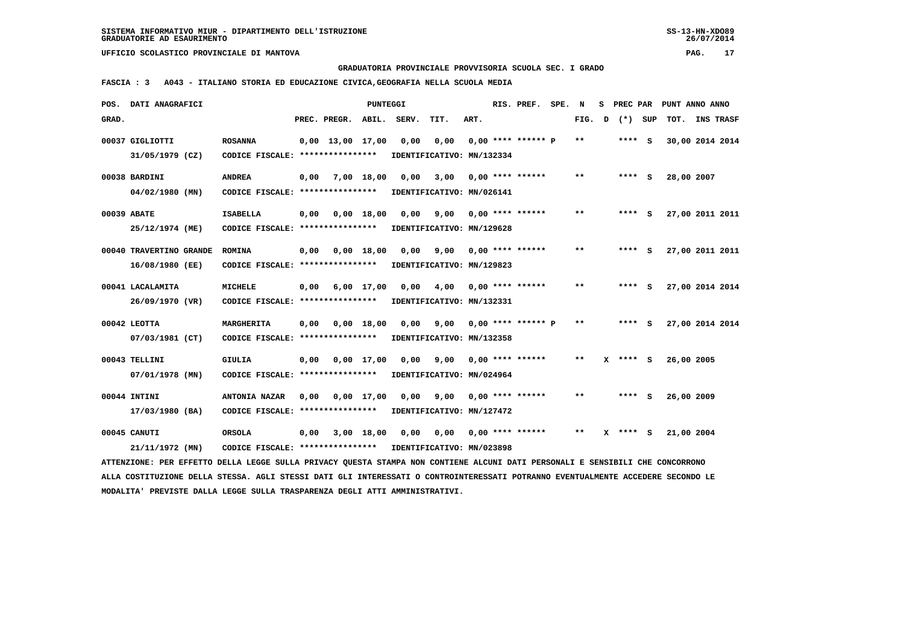SISTEMA INFORMATIVO MIUR - DIPARTIMENTO DELL'ISTRUZIONE
GRADUATORIE AD ESAURIMENTO

UFFICIO SCOLASTICO PROVINCIALE DI MANTOVA

GRADUATORIA PROVINCIALE PROVVISORIA SCUOLA SEC. I GRADO

FASCIA : 3 A043 - ITALIANO STORIA ED EDUCAZIONE CIVICA,GEOGRAFIA NELLA SCUOLA MEDIA

| POS. GRAD. | DATI ANAGRAFICI | | PREC. | PREGR. | ABIL. | SERV. | TIT. | ART. | RIS. PREF. | SPE. | N FIG. | S D | PREC PAR (*) | SUP | PUNT TOT. | ANNO INS | TRASF |
|---|---|---|---|---|---|---|---|---|---|---|---|---|---|---|---|---|---|
| 00037 | GIGLIOTTI 31/05/1979 (CZ) | ROSANNA CODICE FISCALE: **************** | 0,00 | 13,00 | 17,00 | 0,00 | 0,00 | 0,00 | **** ****** P | | ** | | **** | S | 30,00 | 2014 | 2014 |
| | IDENTIFICATIVO: MN/132334 | | | | | | | | | | | | | | | | |
| 00038 | BARDINI 04/02/1980 (MN) | ANDREA CODICE FISCALE: **************** | 0,00 | 7,00 | 18,00 | 0,00 | 3,00 | 0,00 | **** ****** | | ** | | **** | S | 28,00 | 2007 | |
| | IDENTIFICATIVO: MN/026141 | | | | | | | | | | | | | | | | |
| 00039 | ABATE 25/12/1974 (ME) | ISABELLA CODICE FISCALE: **************** | 0,00 | 0,00 | 18,00 | 0,00 | 9,00 | 0,00 | **** ****** | | ** | | **** | S | 27,00 | 2011 | 2011 |
| | IDENTIFICATIVO: MN/129628 | | | | | | | | | | | | | | | | |
| 00040 | TRAVERTINO GRANDE 16/08/1980 (EE) | ROMINA CODICE FISCALE: **************** | 0,00 | 0,00 | 18,00 | 0,00 | 9,00 | 0,00 | **** ****** | | ** | | **** | S | 27,00 | 2011 | 2011 |
| | IDENTIFICATIVO: MN/129823 | | | | | | | | | | | | | | | | |
| 00041 | LACALAMITA 26/09/1970 (VR) | MICHELE CODICE FISCALE: **************** | 0,00 | 6,00 | 17,00 | 0,00 | 4,00 | 0,00 | **** ****** | | ** | | **** | S | 27,00 | 2014 | 2014 |
| | IDENTIFICATIVO: MN/132331 | | | | | | | | | | | | | | | | |
| 00042 | LEOTTA 07/03/1981 (CT) | MARGHERITA CODICE FISCALE: **************** | 0,00 | 0,00 | 18,00 | 0,00 | 9,00 | 0,00 | **** ****** P | | ** | | **** | S | 27,00 | 2014 | 2014 |
| | IDENTIFICATIVO: MN/132358 | | | | | | | | | | | | | | | | |
| 00043 | TELLINI 07/01/1978 (MN) | GIULIA CODICE FISCALE: **************** | 0,00 | 0,00 | 17,00 | 0,00 | 9,00 | 0,00 | **** ****** | | ** | X | **** | S | 26,00 | 2005 | |
| | IDENTIFICATIVO: MN/024964 | | | | | | | | | | | | | | | | |
| 00044 | INTINI 17/03/1980 (BA) | ANTONIA NAZAR CODICE FISCALE: **************** | 0,00 | 0,00 | 17,00 | 0,00 | 9,00 | 0,00 | **** ****** | | ** | | **** | S | 26,00 | 2009 | |
| | IDENTIFICATIVO: MN/127472 | | | | | | | | | | | | | | | | |
| 00045 | CANUTI 21/11/1972 (MN) | ORSOLA CODICE FISCALE: **************** | 0,00 | 3,00 | 18,00 | 0,00 | 0,00 | 0,00 | **** ****** | | ** | X | **** | S | 21,00 | 2004 | |
| | IDENTIFICATIVO: MN/023898 | | | | | | | | | | | | | | | | |

ATTENZIONE: PER EFFETTO DELLA LEGGE SULLA PRIVACY QUESTA STAMPA NON CONTIENE ALCUNI DATI PERSONALI E SENSIBILI CHE CONCORRONO ALLA COSTITUZIONE DELLA STESSA. AGLI STESSI DATI GLI INTERESSATI O CONTROINTERESSATI POTRANNO EVENTUALMENTE ACCEDERE SECONDO LE MODALITA' PREVISTE DALLA LEGGE SULLA TRASPARENZA DEGLI ATTI AMMINISTRATIVI.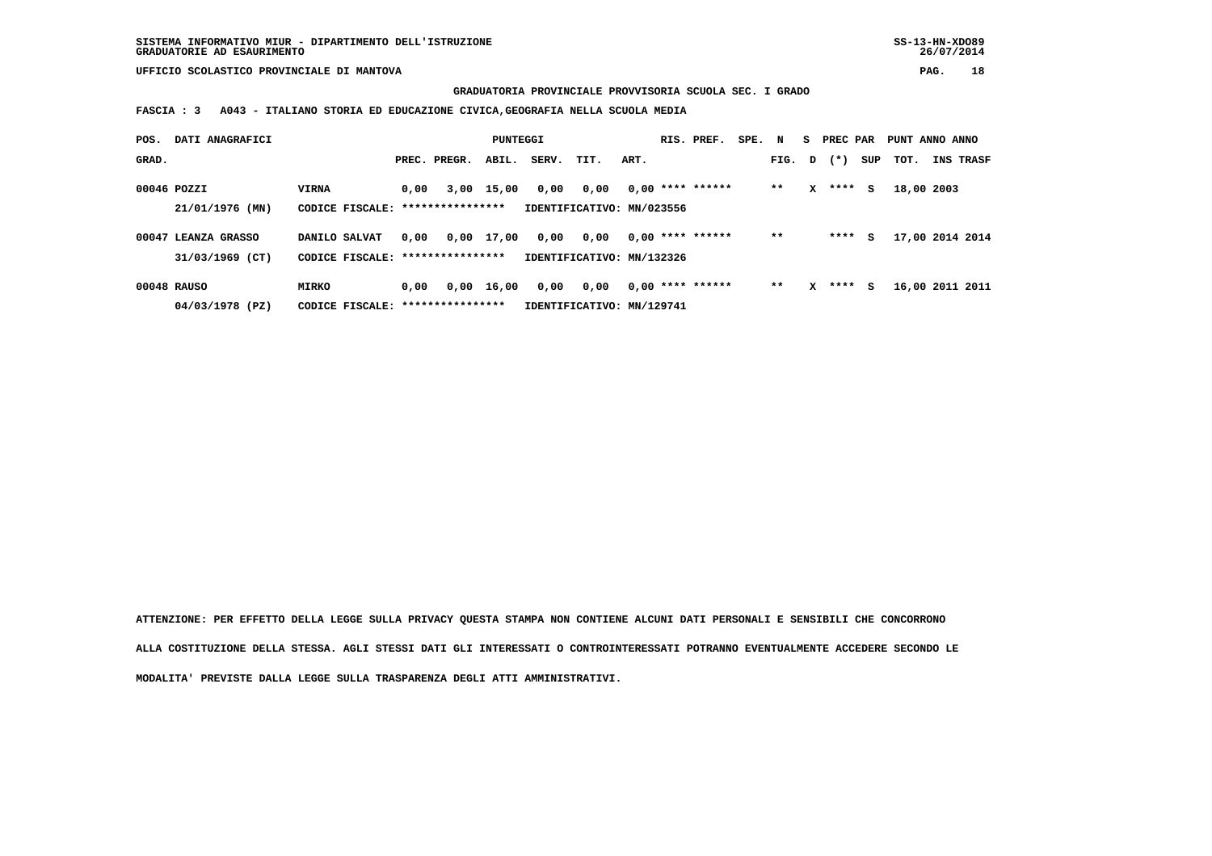GRADUATORIA PROVINCIALE PROVVISORIA SCUOLA SEC. I GRADO

**FASCIA : 3 A043 - ITALIANO STORIA ED EDUCAZIONE CIVICA,GEOGRAFIA NELLA SCUOLA MEDIA**

| POS. GRAD. | DATI ANAGRAFICI | | PREC. | PREGR. | ABIL. | SERV. | TIT. | ART. | RIS. | PREF. | SPE. | N FIG. | S D | PREC PAR (*) | SUP | PUNT TOT. | ANNO INS | ANNO TRASF |
|---|---|---|---|---|---|---|---|---|---|---|---|---|---|---|---|---|---|---|
| 00046 | POZZI | VIRNA | 0,00 | 3,00 | 15,00 | 0,00 | 0,00 | 0,00 | **** | ****** | | ** | X | **** | S | 18,00 | 2003 | |
| | 21/01/1976 (MN) | CODICE FISCALE: **************** | | | | IDENTIFICATIVO: MN/023556 | | | | | | | | | | | | |
| 00047 | LEANZA GRASSO | DANILO SALVAT | 0,00 | 0,00 | 17,00 | 0,00 | 0,00 | 0,00 | **** | ****** | | ** | | **** | S | 17,00 | 2014 | 2014 |
| | 31/03/1969 (CT) | CODICE FISCALE: **************** | | | | IDENTIFICATIVO: MN/132326 | | | | | | | | | | | | |
| 00048 | RAUSO | MIRKO | 0,00 | 0,00 | 16,00 | 0,00 | 0,00 | 0,00 | **** | ****** | | ** | X | **** | S | 16,00 | 2011 | 2011 |
| | 04/03/1978 (PZ) | CODICE FISCALE: **************** | | | | IDENTIFICATIVO: MN/129741 | | | | | | | | | | | | |

ATTENZIONE: PER EFFETTO DELLA LEGGE SULLA PRIVACY QUESTA STAMPA NON CONTIENE ALCUNI DATI PERSONALI E SENSIBILI CHE CONCORRONO ALLA COSTITUZIONE DELLA STESSA. AGLI STESSI DATI GLI INTERESSATI O CONTROINTERESSATI POTRANNO EVENTUALMENTE ACCEDERE SECONDO LE MODALITA' PREVISTE DALLA LEGGE SULLA TRASPARENZA DEGLI ATTI AMMINISTRATIVI.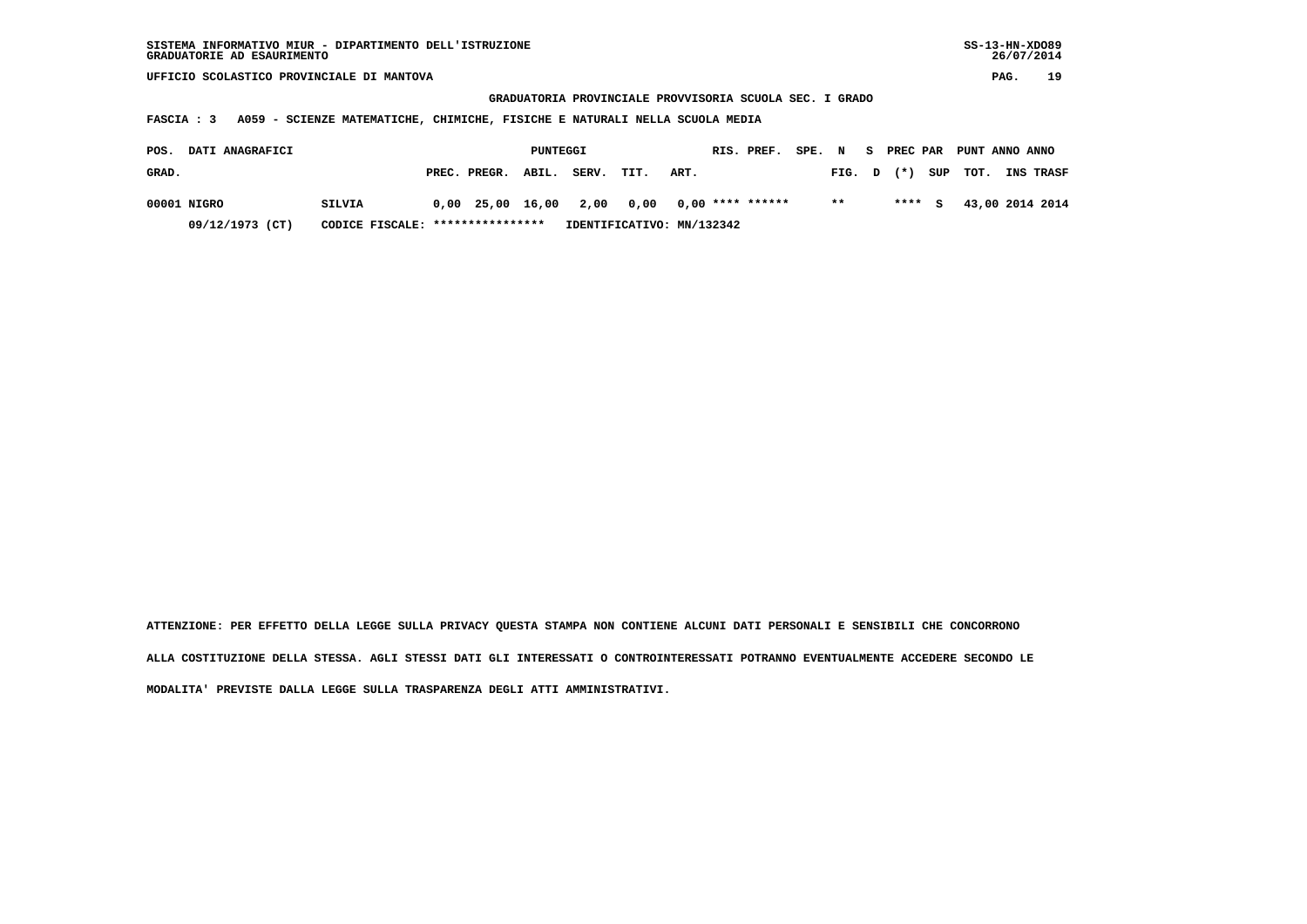SISTEMA INFORMATIVO MIUR - DIPARTIMENTO DELL'ISTRUZIONE
GRADUATORIE AD ESAURIMENTO

UFFICIO SCOLASTICO PROVINCIALE DI MANTOVA

GRADUATORIA PROVINCIALE PROVVISORIA SCUOLA SEC. I GRADO

FASCIA : 3 A059 - SCIENZE MATEMATICHE, CHIMICHE, FISICHE E NATURALI NELLA SCUOLA MEDIA

| POS. GRAD. | DATI ANAGRAFICI | | PUNTEGGI PREC. | PREGR. | ABIL. | SERV. | TIT. | ART. | RIS. | PREF. | SPE. | N FIG. | S D | PREC PAR (*) | SUP | PUNT TOT. | ANNO INS | ANNO TRASF |
|---|---|---|---|---|---|---|---|---|---|---|---|---|---|---|---|---|---|---|
| 00001 | NIGRO | SILVIA | 0,00 | 25,00 | 16,00 | 2,00 | 0,00 | 0,00 | **** | ****** | | ** | | **** | S | 43,00 | 2014 | 2014 |
| | 09/12/1973 (CT) | CODICE FISCALE: **************** | IDENTIFICATIVO: MN/132342 | | | | | | | | | | | | | | | |

ATTENZIONE: PER EFFETTO DELLA LEGGE SULLA PRIVACY QUESTA STAMPA NON CONTIENE ALCUNI DATI PERSONALI E SENSIBILI CHE CONCORRONO ALLA COSTITUZIONE DELLA STESSA. AGLI STESSI DATI GLI INTERESSATI O CONTROINTERESSATI POTRANNO EVENTUALMENTE ACCEDERE SECONDO LE MODALITA' PREVISTE DALLA LEGGE SULLA TRASPARENZA DEGLI ATTI AMMINISTRATIVI.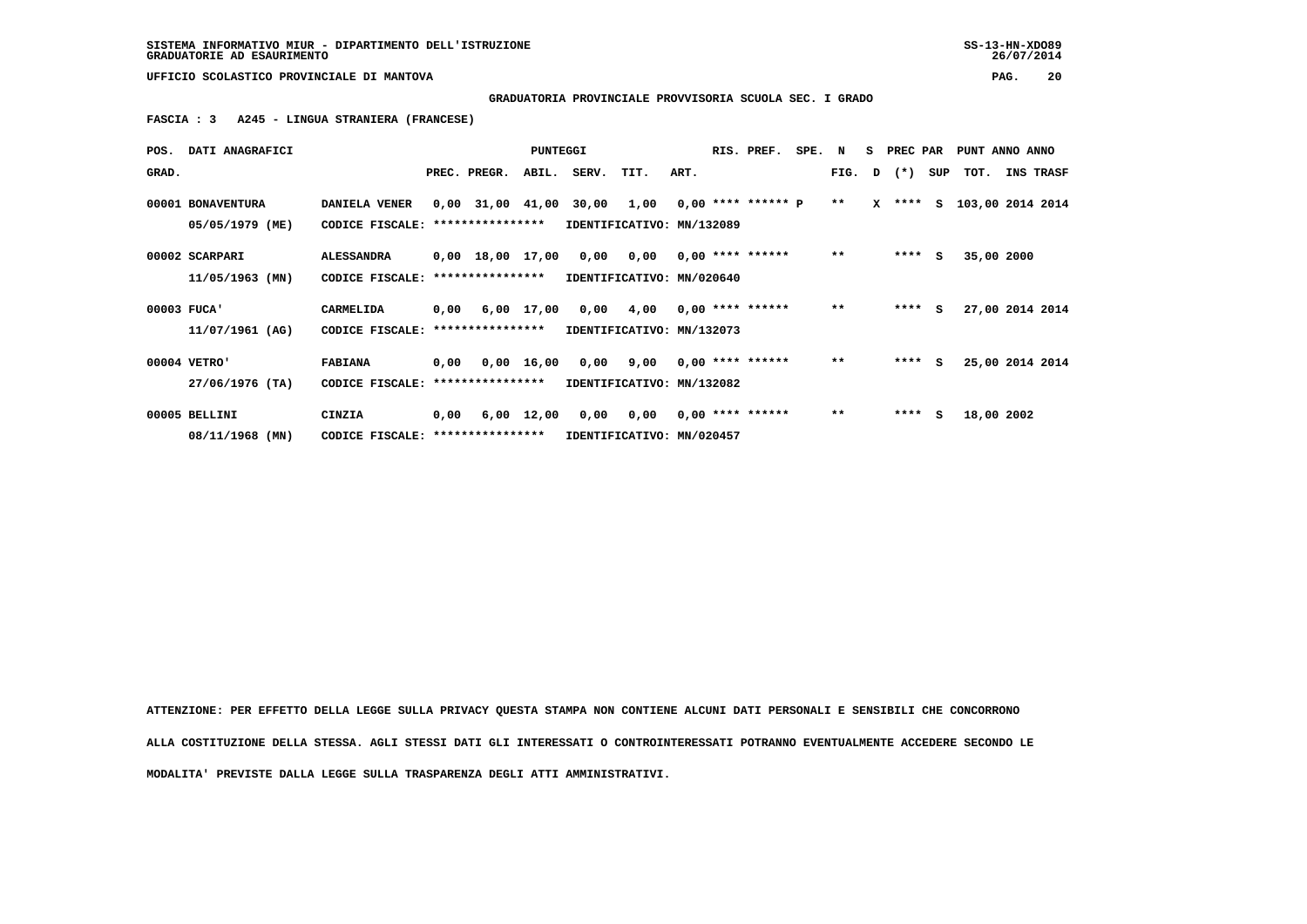SISTEMA INFORMATIVO MIUR - DIPARTIMENTO DELL'ISTRUZIONE
GRADUATORIE AD ESAURIMENTO

UFFICIO SCOLASTICO PROVINCIALE DI MANTOVA

**GRADUATORIA PROVINCIALE PROVVISORIA SCUOLA SEC. I GRADO**

**FASCIA : 3 A245 - LINGUA STRANIERA (FRANCESE)**

| POS. GRAD. | DATI ANAGRAFICI | | PREC. | PREGR. | ABIL. | SERV. | TIT. | ART. | RIS. | PREF. | SPE. | N FIG. | S D | PREC PAR (*) | SUP | PUNT TOT. | ANNO INS | ANNO TRASF |
|---|---|---|---|---|---|---|---|---|---|---|---|---|---|---|---|---|---|---|
| 00001 | BONAVENTURA 05/05/1979 (ME) | DANIELA VENER CODICE FISCALE: **************** IDENTIFICATIVO: MN/132089 | 0,00 | 31,00 | 41,00 | 30,00 | 1,00 | 0,00 | **** | ****** | P | ** | X | **** | S | 103,00 | 2014 | 2014 |
| 00002 | SCARPARI 11/05/1963 (MN) | ALESSANDRA CODICE FISCALE: **************** IDENTIFICATIVO: MN/020640 | 0,00 | 18,00 | 17,00 | 0,00 | 0,00 | 0,00 | **** | ****** | | ** | | **** | S | 35,00 | 2000 | |
| 00003 | FUCA' 11/07/1961 (AG) | CARMELIDA CODICE FISCALE: **************** IDENTIFICATIVO: MN/132073 | 0,00 | 6,00 | 17,00 | 0,00 | 4,00 | 0,00 | **** | ****** | | ** | | **** | S | 27,00 | 2014 | 2014 |
| 00004 | VETRO' 27/06/1976 (TA) | FABIANA CODICE FISCALE: **************** IDENTIFICATIVO: MN/132082 | 0,00 | 0,00 | 16,00 | 0,00 | 9,00 | 0,00 | **** | ****** | | ** | | **** | S | 25,00 | 2014 | 2014 |
| 00005 | BELLINI 08/11/1968 (MN) | CINZIA CODICE FISCALE: **************** IDENTIFICATIVO: MN/020457 | 0,00 | 6,00 | 12,00 | 0,00 | 0,00 | 0,00 | **** | ****** | | ** | | **** | S | 18,00 | 2002 | |

ATTENZIONE: PER EFFETTO DELLA LEGGE SULLA PRIVACY QUESTA STAMPA NON CONTIENE ALCUNI DATI PERSONALI E SENSIBILI CHE CONCORRONO ALLA COSTITUZIONE DELLA STESSA. AGLI STESSI DATI GLI INTERESSATI O CONTROINTERESSATI POTRANNO EVENTUALMENTE ACCEDERE SECONDO LE MODALITA' PREVISTE DALLA LEGGE SULLA TRASPARENZA DEGLI ATTI AMMINISTRATIVI.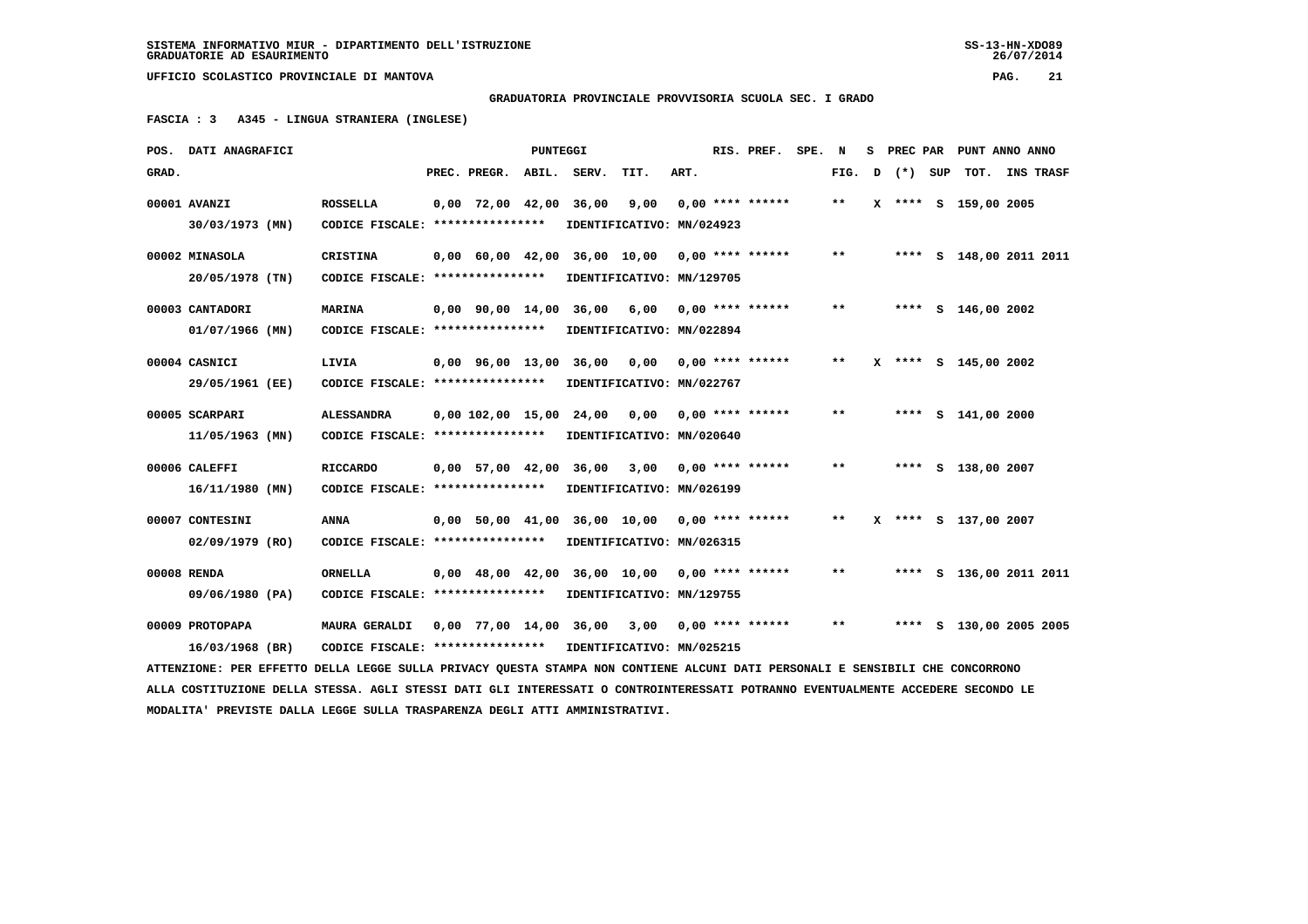SISTEMA INFORMATIVO MIUR - DIPARTIMENTO DELL'ISTRUZIONE
GRADUATORIE AD ESAURIMENTO

UFFICIO SCOLASTICO PROVINCIALE DI MANTOVA

**GRADUATORIA PROVINCIALE PROVVISORIA SCUOLA SEC. I GRADO**

**FASCIA : 3 A345 - LINGUA STRANIERA (INGLESE)**

| POS. GRAD. | DATI ANAGRAFICI | | PREC. | PREGR. | ABIL. | SERV. | TIT. | ART. | RIS. PREF. | SPE. | N FIG. | S D | PREC PAR (*) | SUP | PUNT TOT. | ANNO INS | ANNO TRASF |
|---|---|---|---|---|---|---|---|---|---|---|---|---|---|---|---|---|---|
| 00001 | AVANZI 30/03/1973 (MN) | ROSSELLA CODICE FISCALE: **************** IDENTIFICATIVO: MN/024923 | 0,00 | 72,00 | 42,00 | 36,00 | 9,00 | 0,00 | **** ****** | | ** | X | **** | S | 159,00 | 2005 | |
| 00002 | MINASOLA 20/05/1978 (TN) | CRISTINA CODICE FISCALE: **************** IDENTIFICATIVO: MN/129705 | 0,00 | 60,00 | 42,00 | 36,00 | 10,00 | 0,00 | **** ****** | | ** | | **** | S | 148,00 | 2011 | 2011 |
| 00003 | CANTADORI 01/07/1966 (MN) | MARINA CODICE FISCALE: **************** IDENTIFICATIVO: MN/022894 | 0,00 | 90,00 | 14,00 | 36,00 | 6,00 | 0,00 | **** ****** | | ** | | **** | S | 146,00 | 2002 | |
| 00004 | CASNICI 29/05/1961 (EE) | LIVIA CODICE FISCALE: **************** IDENTIFICATIVO: MN/022767 | 0,00 | 96,00 | 13,00 | 36,00 | 0,00 | 0,00 | **** ****** | | ** | X | **** | S | 145,00 | 2002 | |
| 00005 | SCARPARI 11/05/1963 (MN) | ALESSANDRA CODICE FISCALE: **************** IDENTIFICATIVO: MN/020640 | 0,00 | 102,00 | 15,00 | 24,00 | 0,00 | 0,00 | **** ****** | | ** | | **** | S | 141,00 | 2000 | |
| 00006 | CALEFFI 16/11/1980 (MN) | RICCARDO CODICE FISCALE: **************** IDENTIFICATIVO: MN/026199 | 0,00 | 57,00 | 42,00 | 36,00 | 3,00 | 0,00 | **** ****** | | ** | | **** | S | 138,00 | 2007 | |
| 00007 | CONTESINI 02/09/1979 (RO) | ANNA CODICE FISCALE: **************** IDENTIFICATIVO: MN/026315 | 0,00 | 50,00 | 41,00 | 36,00 | 10,00 | 0,00 | **** ****** | | ** | X | **** | S | 137,00 | 2007 | |
| 00008 | RENDA 09/06/1980 (PA) | ORNELLA CODICE FISCALE: **************** IDENTIFICATIVO: MN/129755 | 0,00 | 48,00 | 42,00 | 36,00 | 10,00 | 0,00 | **** ****** | | ** | | **** | S | 136,00 | 2011 | 2011 |
| 00009 | PROTOPAPA 16/03/1968 (BR) | MAURA GERALDI CODICE FISCALE: **************** IDENTIFICATIVO: MN/025215 | 0,00 | 77,00 | 14,00 | 36,00 | 3,00 | 0,00 | **** ****** | | ** | | **** | S | 130,00 | 2005 | 2005 |

ATTENZIONE: PER EFFETTO DELLA LEGGE SULLA PRIVACY QUESTA STAMPA NON CONTIENE ALCUNI DATI PERSONALI E SENSIBILI CHE CONCORRONO ALLA COSTITUZIONE DELLA STESSA. AGLI STESSI DATI GLI INTERESSATI O CONTROINTERESSATI POTRANNO EVENTUALMENTE ACCEDERE SECONDO LE MODALITA' PREVISTE DALLA LEGGE SULLA TRASPARENZA DEGLI ATTI AMMINISTRATIVI.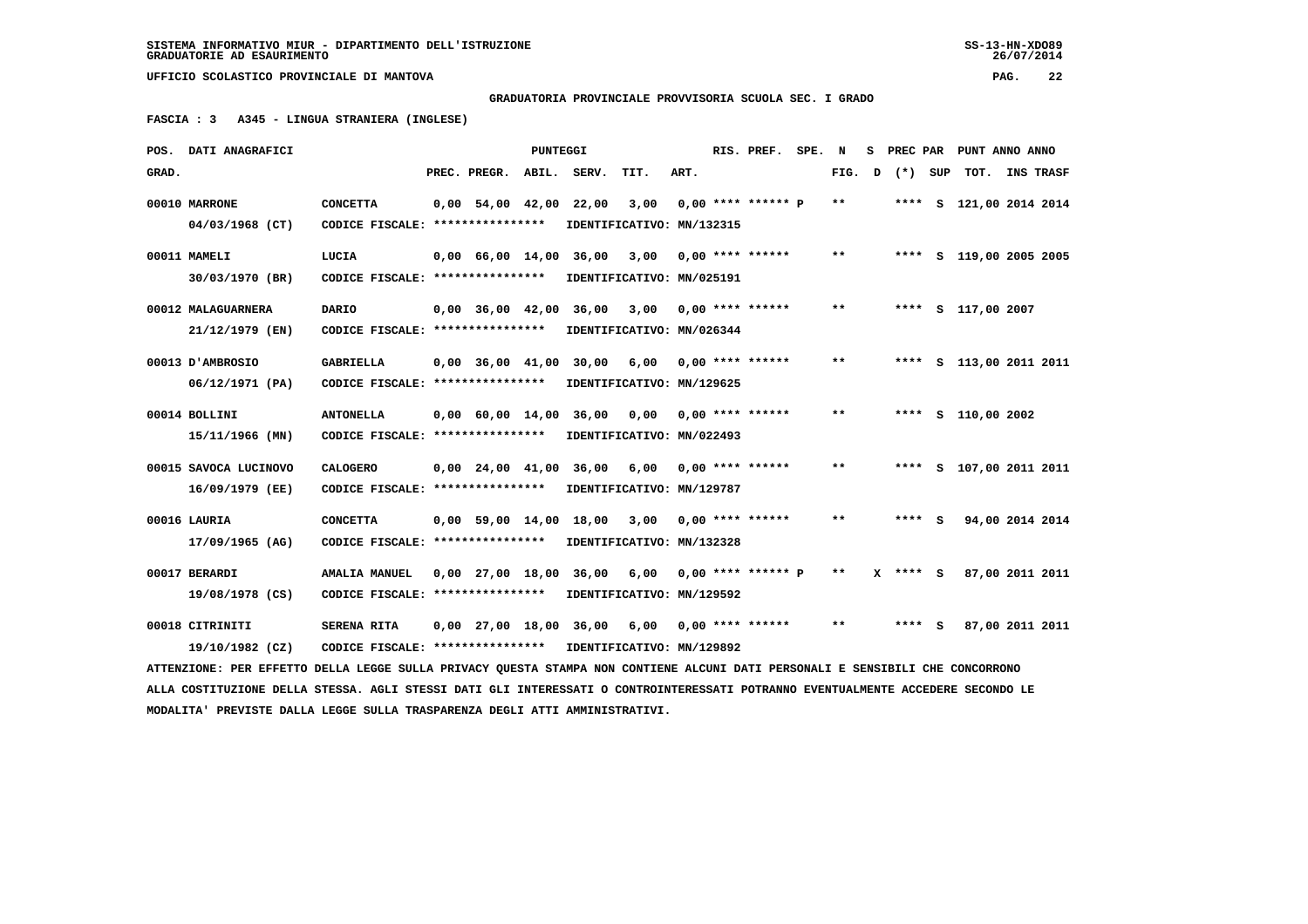SISTEMA INFORMATIVO MIUR - DIPARTIMENTO DELL'ISTRUZIONE
GRADUATORIE AD ESAURIMENTO

UFFICIO SCOLASTICO PROVINCIALE DI MANTOVA

**GRADUATORIA PROVINCIALE PROVVISORIA SCUOLA SEC. I GRADO**

**FASCIA : 3 A345 - LINGUA STRANIERA (INGLESE)**

| POS. GRAD. | DATI ANAGRAFICI | | PREC. | PREGR. | ABIL. | SERV. | TIT. | ART. | RIS. PREF. | SPE. | N FIG. | S D | PREC PAR (*) | SUP | PUNT ANNO ANNO TOT. | INS | TRASF |
|---|---|---|---|---|---|---|---|---|---|---|---|---|---|---|---|---|---|
| 00010 | MARRONE 04/03/1968 (CT) | CONCETTA CODICE FISCALE: **************** IDENTIFICATIVO: MN/132315 | 0,00 | 54,00 | 42,00 | 22,00 | 3,00 | 0,00 | **** ****** P | | ** | | **** | S | 121,00 | 2014 | 2014 |
| 00011 | MAMELI 30/03/1970 (BR) | LUCIA CODICE FISCALE: **************** IDENTIFICATIVO: MN/025191 | 0,00 | 66,00 | 14,00 | 36,00 | 3,00 | 0,00 | **** ****** | | ** | | **** | S | 119,00 | 2005 | 2005 |
| 00012 | MALAGUARNERA 21/12/1979 (EN) | DARIO CODICE FISCALE: **************** IDENTIFICATIVO: MN/026344 | 0,00 | 36,00 | 42,00 | 36,00 | 3,00 | 0,00 | **** ****** | | ** | | **** | S | 117,00 | 2007 | |
| 00013 | D'AMBROSIO 06/12/1971 (PA) | GABRIELLA CODICE FISCALE: **************** IDENTIFICATIVO: MN/129625 | 0,00 | 36,00 | 41,00 | 30,00 | 6,00 | 0,00 | **** ****** | | ** | | **** | S | 113,00 | 2011 | 2011 |
| 00014 | BOLLINI 15/11/1966 (MN) | ANTONELLA CODICE FISCALE: **************** IDENTIFICATIVO: MN/022493 | 0,00 | 60,00 | 14,00 | 36,00 | 0,00 | 0,00 | **** ****** | | ** | | **** | S | 110,00 | 2002 | |
| 00015 | SAVOCA LUCINOVO 16/09/1979 (EE) | CALOGERO CODICE FISCALE: **************** IDENTIFICATIVO: MN/129787 | 0,00 | 24,00 | 41,00 | 36,00 | 6,00 | 0,00 | **** ****** | | ** | | **** | S | 107,00 | 2011 | 2011 |
| 00016 | LAURIA 17/09/1965 (AG) | CONCETTA CODICE FISCALE: **************** IDENTIFICATIVO: MN/132328 | 0,00 | 59,00 | 14,00 | 18,00 | 3,00 | 0,00 | **** ****** | | ** | | **** | S | 94,00 | 2014 | 2014 |
| 00017 | BERARDI 19/08/1978 (CS) | AMALIA MANUEL CODICE FISCALE: **************** IDENTIFICATIVO: MN/129592 | 0,00 | 27,00 | 18,00 | 36,00 | 6,00 | 0,00 | **** ****** P | | ** | X | **** | S | 87,00 | 2011 | 2011 |
| 00018 | CITRINITI 19/10/1982 (CZ) | SERENA RITA CODICE FISCALE: **************** IDENTIFICATIVO: MN/129892 | 0,00 | 27,00 | 18,00 | 36,00 | 6,00 | 0,00 | **** ****** | | ** | | **** | S | 87,00 | 2011 | 2011 |

ATTENZIONE: PER EFFETTO DELLA LEGGE SULLA PRIVACY QUESTA STAMPA NON CONTIENE ALCUNI DATI PERSONALI E SENSIBILI CHE CONCORRONO ALLA COSTITUZIONE DELLA STESSA. AGLI STESSI DATI GLI INTERESSATI O CONTROINTERESSATI POTRANNO EVENTUALMENTE ACCEDERE SECONDO LE MODALITA' PREVISTE DALLA LEGGE SULLA TRASPARENZA DEGLI ATTI AMMINISTRATIVI.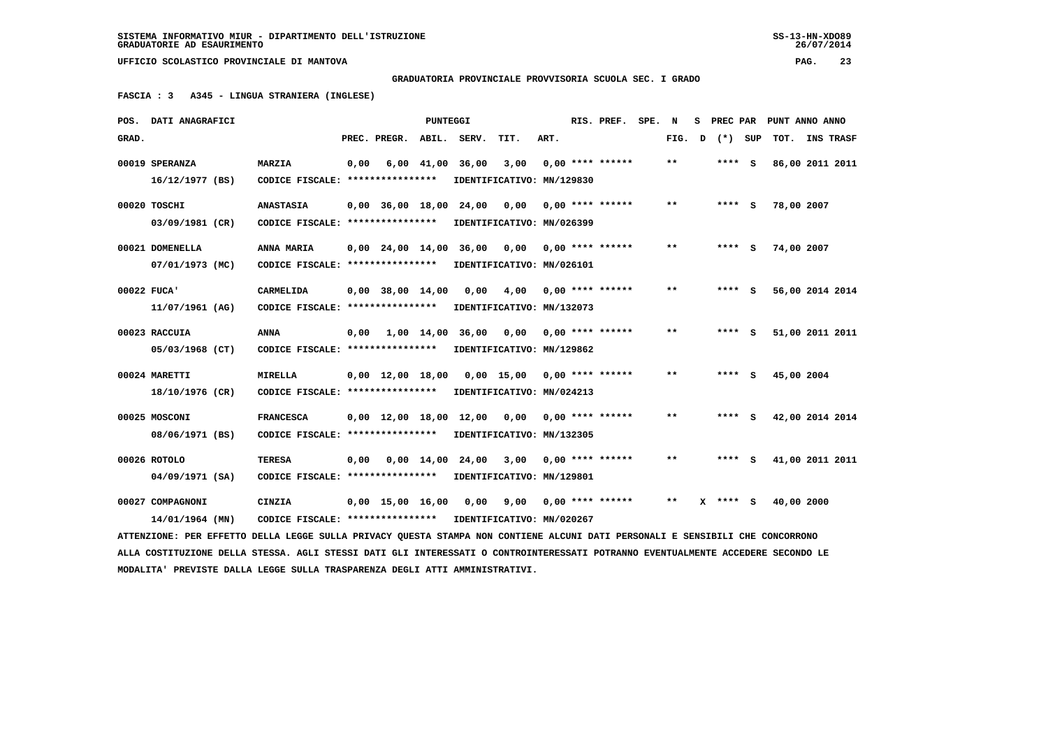SISTEMA INFORMATIVO MIUR - DIPARTIMENTO DELL'ISTRUZIONE
GRADUATORIE AD ESAURIMENTO

UFFICIO SCOLASTICO PROVINCIALE DI MANTOVA

**GRADUATORIA PROVINCIALE PROVVISORIA SCUOLA SEC. I GRADO**

**FASCIA : 3 A345 - LINGUA STRANIERA (INGLESE)**

| POS. GRAD. | DATI ANAGRAFICI | | PREC. | PREGR. | ABIL. | SERV. | TIT. | ART. | RIS. PREF. | SPE. N FIG. | S D | PREC PAR (*) SUP | PUNT TOT. | ANNO INS | ANNO TRASF |
|---|---|---|---|---|---|---|---|---|---|---|---|---|---|---|---|
| 00019 | SPERANZA 16/12/1977 (BS) | MARZIA CODICE FISCALE: **************** IDENTIFICATIVO: MN/129830 | 0,00 | 6,00 | 41,00 | 36,00 | 3,00 | 0,00 | **** ****** | ** | | **** S | 86,00 | 2011 | 2011 |
| 00020 | TOSCHI 03/09/1981 (CR) | ANASTASIA CODICE FISCALE: **************** IDENTIFICATIVO: MN/026399 | 0,00 | 36,00 | 18,00 | 24,00 | 0,00 | 0,00 | **** ****** | ** | | **** S | 78,00 | 2007 | |
| 00021 | DOMENELLA 07/01/1973 (MC) | ANNA MARIA CODICE FISCALE: **************** IDENTIFICATIVO: MN/026101 | 0,00 | 24,00 | 14,00 | 36,00 | 0,00 | 0,00 | **** ****** | ** | | **** S | 74,00 | 2007 | |
| 00022 | FUCA' 11/07/1961 (AG) | CARMELIDA CODICE FISCALE: **************** IDENTIFICATIVO: MN/132073 | 0,00 | 38,00 | 14,00 | 0,00 | 4,00 | 0,00 | **** ****** | ** | | **** S | 56,00 | 2014 | 2014 |
| 00023 | RACCUIA 05/03/1968 (CT) | ANNA CODICE FISCALE: **************** IDENTIFICATIVO: MN/129862 | 0,00 | 1,00 | 14,00 | 36,00 | 0,00 | 0,00 | **** ****** | ** | | **** S | 51,00 | 2011 | 2011 |
| 00024 | MARETTI 18/10/1976 (CR) | MIRELLA CODICE FISCALE: **************** IDENTIFICATIVO: MN/024213 | 0,00 | 12,00 | 18,00 | 0,00 | 15,00 | 0,00 | **** ****** | ** | | **** S | 45,00 | 2004 | |
| 00025 | MOSCONI 08/06/1971 (BS) | FRANCESCA CODICE FISCALE: **************** IDENTIFICATIVO: MN/132305 | 0,00 | 12,00 | 18,00 | 12,00 | 0,00 | 0,00 | **** ****** | ** | | **** S | 42,00 | 2014 | 2014 |
| 00026 | ROTOLO 04/09/1971 (SA) | TERESA CODICE FISCALE: **************** IDENTIFICATIVO: MN/129801 | 0,00 | 0,00 | 14,00 | 24,00 | 3,00 | 0,00 | **** ****** | ** | | **** S | 41,00 | 2011 | 2011 |
| 00027 | COMPAGNONI 14/01/1964 (MN) | CINZIA CODICE FISCALE: **************** IDENTIFICATIVO: MN/020267 | 0,00 | 15,00 | 16,00 | 0,00 | 9,00 | 0,00 | **** ****** | ** | X | **** S | 40,00 | 2000 | |

ATTENZIONE: PER EFFETTO DELLA LEGGE SULLA PRIVACY QUESTA STAMPA NON CONTIENE ALCUNI DATI PERSONALI E SENSIBILI CHE CONCORRONO ALLA COSTITUZIONE DELLA STESSA. AGLI STESSI DATI GLI INTERESSATI O CONTROINTERESSATI POTRANNO EVENTUALMENTE ACCEDERE SECONDO LE MODALITA' PREVISTE DALLA LEGGE SULLA TRASPARENZA DEGLI ATTI AMMINISTRATIVI.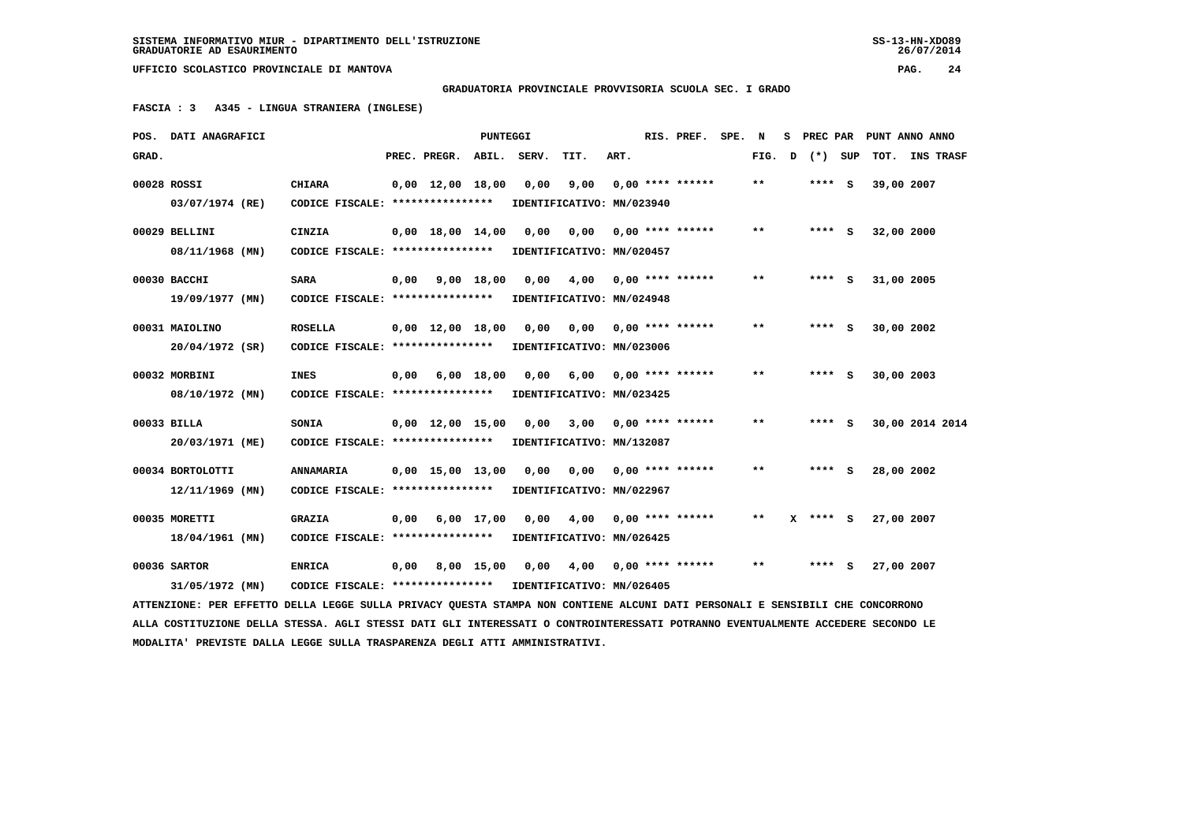SISTEMA INFORMATIVO MIUR - DIPARTIMENTO DELL'ISTRUZIONE
GRADUATORIE AD ESAURIMENTO

UFFICIO SCOLASTICO PROVINCIALE DI MANTOVA

**GRADUATORIA PROVINCIALE PROVVISORIA SCUOLA SEC. I GRADO**

**FASCIA : 3 A345 - LINGUA STRANIERA (INGLESE)**

| POS. GRAD. | DATI ANAGRAFICI | | PREC. | PREGR. | ABIL. | SERV. | TIT. | ART. | RIS. PREF. | SPE. | N FIG. | S D | PREC PAR (*) | SUP | PUNT ANNO TOT. | INS | TRASF |
|---|---|---|---|---|---|---|---|---|---|---|---|---|---|---|---|---|---|
| 00028 | ROSSI 03/07/1974 (RE) | CHIARA CODICE FISCALE: **************** IDENTIFICATIVO: MN/023940 | 0,00 | 12,00 | 18,00 | 0,00 | 9,00 | 0,00 | **** ****** | | ** | | **** | S | 39,00 | 2007 | |
| 00029 | BELLINI 08/11/1968 (MN) | CINZIA CODICE FISCALE: **************** IDENTIFICATIVO: MN/020457 | 0,00 | 18,00 | 14,00 | 0,00 | 0,00 | 0,00 | **** ****** | | ** | | **** | S | 32,00 | 2000 | |
| 00030 | BACCHI 19/09/1977 (MN) | SARA CODICE FISCALE: **************** IDENTIFICATIVO: MN/024948 | 0,00 | 9,00 | 18,00 | 0,00 | 4,00 | 0,00 | **** ****** | | ** | | **** | S | 31,00 | 2005 | |
| 00031 | MAIOLINO 20/04/1972 (SR) | ROSELLA CODICE FISCALE: **************** IDENTIFICATIVO: MN/023006 | 0,00 | 12,00 | 18,00 | 0,00 | 0,00 | 0,00 | **** ****** | | ** | | **** | S | 30,00 | 2002 | |
| 00032 | MORBINI 08/10/1972 (MN) | INES CODICE FISCALE: **************** IDENTIFICATIVO: MN/023425 | 0,00 | 6,00 | 18,00 | 0,00 | 6,00 | 0,00 | **** ****** | | ** | | **** | S | 30,00 | 2003 | |
| 00033 | BILLA 20/03/1971 (ME) | SONIA CODICE FISCALE: **************** IDENTIFICATIVO: MN/132087 | 0,00 | 12,00 | 15,00 | 0,00 | 3,00 | 0,00 | **** ****** | | ** | | **** | S | 30,00 | 2014 | 2014 |
| 00034 | BORTOLOTTI 12/11/1969 (MN) | ANNAMARIA CODICE FISCALE: **************** IDENTIFICATIVO: MN/022967 | 0,00 | 15,00 | 13,00 | 0,00 | 0,00 | 0,00 | **** ****** | | ** | | **** | S | 28,00 | 2002 | |
| 00035 | MORETTI 18/04/1961 (MN) | GRAZIA CODICE FISCALE: **************** IDENTIFICATIVO: MN/026425 | 0,00 | 6,00 | 17,00 | 0,00 | 4,00 | 0,00 | **** ****** | | ** | X | **** | S | 27,00 | 2007 | |
| 00036 | SARTOR 31/05/1972 (MN) | ENRICA CODICE FISCALE: **************** IDENTIFICATIVO: MN/026405 | 0,00 | 8,00 | 15,00 | 0,00 | 4,00 | 0,00 | **** ****** | | ** | | **** | S | 27,00 | 2007 | |

ATTENZIONE: PER EFFETTO DELLA LEGGE SULLA PRIVACY QUESTA STAMPA NON CONTIENE ALCUNI DATI PERSONALI E SENSIBILI CHE CONCORRONO ALLA COSTITUZIONE DELLA STESSA. AGLI STESSI DATI GLI INTERESSATI O CONTROINTERESSATI POTRANNO EVENTUALMENTE ACCEDERE SECONDO LE MODALITA' PREVISTE DALLA LEGGE SULLA TRASPARENZA DEGLI ATTI AMMINISTRATIVI.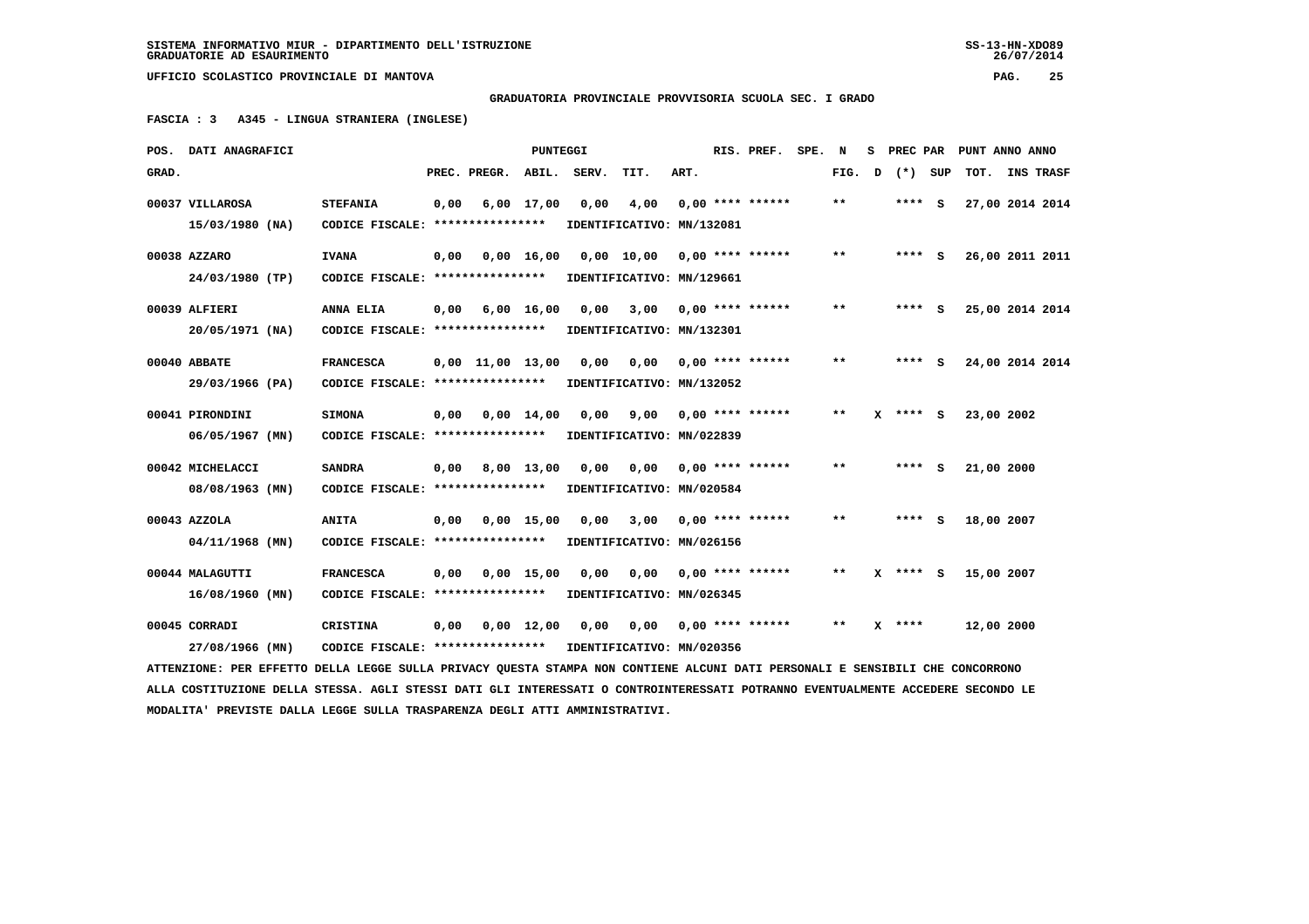SISTEMA INFORMATIVO MIUR - DIPARTIMENTO DELL'ISTRUZIONE
GRADUATORIE AD ESAURIMENTO

UFFICIO SCOLASTICO PROVINCIALE DI MANTOVA

**GRADUATORIA PROVINCIALE PROVVISORIA SCUOLA SEC. I GRADO**

**FASCIA : 3 A345 - LINGUA STRANIERA (INGLESE)**

| POS. GRAD. | DATI ANAGRAFICI | | PREC. | PREGR. | ABIL. | SERV. | TIT. | ART. | RIS. PREF. | SPE. | N FIG. | S D | PREC PAR (*) | SUP | PUNT ANNO TOT. | ANNO INS | TRASF |
|---|---|---|---|---|---|---|---|---|---|---|---|---|---|---|---|---|---|
| 00037 | VILLAROSA 15/03/1980 (NA) | STEFANIA CODICE FISCALE: **************** | 0,00 | 6,00 | 17,00 | 0,00 | 4,00 | 0,00 | **** ****** IDENTIFICATIVO: MN/132081 | | ** | | **** | S | 27,00 | 2014 | 2014 |
| 00038 | AZZARO 24/03/1980 (TP) | IVANA CODICE FISCALE: **************** | 0,00 | 0,00 | 16,00 | 0,00 | 10,00 | 0,00 | **** ****** IDENTIFICATIVO: MN/129661 | | ** | | **** | S | 26,00 | 2011 | 2011 |
| 00039 | ALFIERI 20/05/1971 (NA) | ANNA ELIA CODICE FISCALE: **************** | 0,00 | 6,00 | 16,00 | 0,00 | 3,00 | 0,00 | **** ****** IDENTIFICATIVO: MN/132301 | | ** | | **** | S | 25,00 | 2014 | 2014 |
| 00040 | ABBATE 29/03/1966 (PA) | FRANCESCA CODICE FISCALE: **************** | 0,00 | 11,00 | 13,00 | 0,00 | 0,00 | 0,00 | **** ****** IDENTIFICATIVO: MN/132052 | | ** | | **** | S | 24,00 | 2014 | 2014 |
| 00041 | PIRONDINI 06/05/1967 (MN) | SIMONA CODICE FISCALE: **************** | 0,00 | 0,00 | 14,00 | 0,00 | 9,00 | 0,00 | **** ****** IDENTIFICATIVO: MN/022839 | | ** | X | **** | S | 23,00 | 2002 | |
| 00042 | MICHELACCI 08/08/1963 (MN) | SANDRA CODICE FISCALE: **************** | 0,00 | 8,00 | 13,00 | 0,00 | 0,00 | 0,00 | **** ****** IDENTIFICATIVO: MN/020584 | | ** | | **** | S | 21,00 | 2000 | |
| 00043 | AZZOLA 04/11/1968 (MN) | ANITA CODICE FISCALE: **************** | 0,00 | 0,00 | 15,00 | 0,00 | 3,00 | 0,00 | **** ****** IDENTIFICATIVO: MN/026156 | | ** | | **** | S | 18,00 | 2007 | |
| 00044 | MALAGUTTI 16/08/1960 (MN) | FRANCESCA CODICE FISCALE: **************** | 0,00 | 0,00 | 15,00 | 0,00 | 0,00 | 0,00 | **** ****** IDENTIFICATIVO: MN/026345 | | ** | X | **** | S | 15,00 | 2007 | |
| 00045 | CORRADI 27/08/1966 (MN) | CRISTINA CODICE FISCALE: **************** | 0,00 | 0,00 | 12,00 | 0,00 | 0,00 | 0,00 | **** ****** IDENTIFICATIVO: MN/020356 | | ** | X | **** | | 12,00 | 2000 | |

ATTENZIONE: PER EFFETTO DELLA LEGGE SULLA PRIVACY QUESTA STAMPA NON CONTIENE ALCUNI DATI PERSONALI E SENSIBILI CHE CONCORRONO ALLA COSTITUZIONE DELLA STESSA. AGLI STESSI DATI GLI INTERESSATI O CONTROINTERESSATI POTRANNO EVENTUALMENTE ACCEDERE SECONDO LE MODALITA' PREVISTE DALLA LEGGE SULLA TRASPARENZA DEGLI ATTI AMMINISTRATIVI.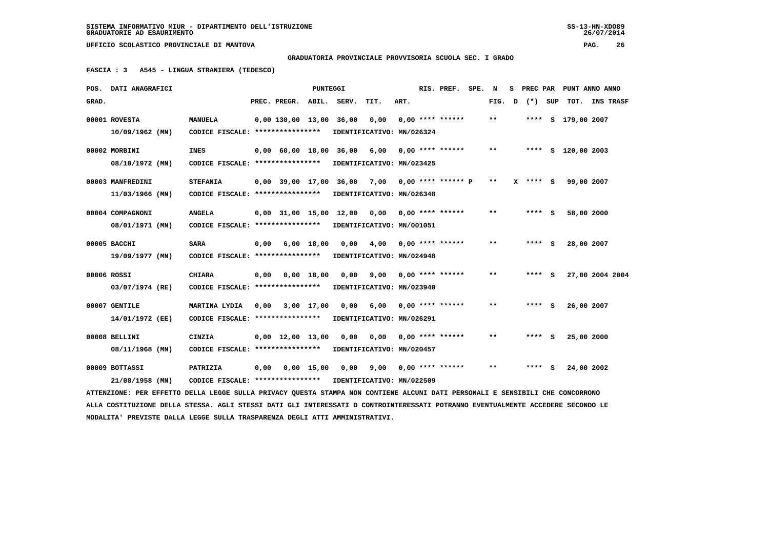SISTEMA INFORMATIVO MIUR - DIPARTIMENTO DELL'ISTRUZIONE
GRADUATORIE AD ESAURIMENTO

UFFICIO SCOLASTICO PROVINCIALE DI MANTOVA

**GRADUATORIA PROVINCIALE PROVVISORIA SCUOLA SEC. I GRADO**

**FASCIA : 3 A545 - LINGUA STRANIERA (TEDESCO)**

| POS. GRAD. | DATI ANAGRAFICI | | PREC. | PREGR. | ABIL. | SERV. | TIT. | ART. | RIS. PREF. | SPE. | N FIG. | S D | PREC PAR (*) | SUP | PUNT TOT. | ANNO INS | ANNO TRASF |
|---|---|---|---|---|---|---|---|---|---|---|---|---|---|---|---|---|---|
| 00001 | ROVESTA 10/09/1962 (MN) | MANUELA CODICE FISCALE: **************** IDENTIFICATIVO: MN/026324 | 0,00 | 130,00 | 13,00 | 36,00 | 0,00 | 0,00 | **** ****** | | ** | | **** | S | 179,00 | 2007 | |
| 00002 | MORBINI 08/10/1972 (MN) | INES CODICE FISCALE: **************** IDENTIFICATIVO: MN/023425 | 0,00 | 60,00 | 18,00 | 36,00 | 6,00 | 0,00 | **** ****** | | ** | | **** | S | 120,00 | 2003 | |
| 00003 | MANFREDINI 11/03/1966 (MN) | STEFANIA CODICE FISCALE: **************** IDENTIFICATIVO: MN/026348 | 0,00 | 39,00 | 17,00 | 36,00 | 7,00 | 0,00 | **** ****** | P | ** | X | **** | S | 99,00 | 2007 | |
| 00004 | COMPAGNONI 08/01/1971 (MN) | ANGELA CODICE FISCALE: **************** IDENTIFICATIVO: MN/001051 | 0,00 | 31,00 | 15,00 | 12,00 | 0,00 | 0,00 | **** ****** | | ** | | **** | S | 58,00 | 2000 | |
| 00005 | BACCHI 19/09/1977 (MN) | SARA CODICE FISCALE: **************** IDENTIFICATIVO: MN/024948 | 0,00 | 6,00 | 18,00 | 0,00 | 4,00 | 0,00 | **** ****** | | ** | | **** | S | 28,00 | 2007 | |
| 00006 | ROSSI 03/07/1974 (RE) | CHIARA CODICE FISCALE: **************** IDENTIFICATIVO: MN/023940 | 0,00 | 0,00 | 18,00 | 0,00 | 9,00 | 0,00 | **** ****** | | ** | | **** | S | 27,00 | 2004 | 2004 |
| 00007 | GENTILE 14/01/1972 (EE) | MARTINA LYDIA CODICE FISCALE: **************** IDENTIFICATIVO: MN/026291 | 0,00 | 3,00 | 17,00 | 0,00 | 6,00 | 0,00 | **** ****** | | ** | | **** | S | 26,00 | 2007 | |
| 00008 | BELLINI 08/11/1968 (MN) | CINZIA CODICE FISCALE: **************** IDENTIFICATIVO: MN/020457 | 0,00 | 12,00 | 13,00 | 0,00 | 0,00 | 0,00 | **** ****** | | ** | | **** | S | 25,00 | 2000 | |
| 00009 | BOTTASSI 21/08/1958 (MN) | PATRIZIA CODICE FISCALE: **************** IDENTIFICATIVO: MN/022509 | 0,00 | 0,00 | 15,00 | 0,00 | 9,00 | 0,00 | **** ****** | | ** | | **** | S | 24,00 | 2002 | |

ATTENZIONE: PER EFFETTO DELLA LEGGE SULLA PRIVACY QUESTA STAMPA NON CONTIENE ALCUNI DATI PERSONALI E SENSIBILI CHE CONCORRONO ALLA COSTITUZIONE DELLA STESSA. AGLI STESSI DATI GLI INTERESSATI O CONTROINTERESSATI POTRANNO EVENTUALMENTE ACCEDERE SECONDO LE MODALITA' PREVISTE DALLA LEGGE SULLA TRASPARENZA DEGLI ATTI AMMINISTRATIVI.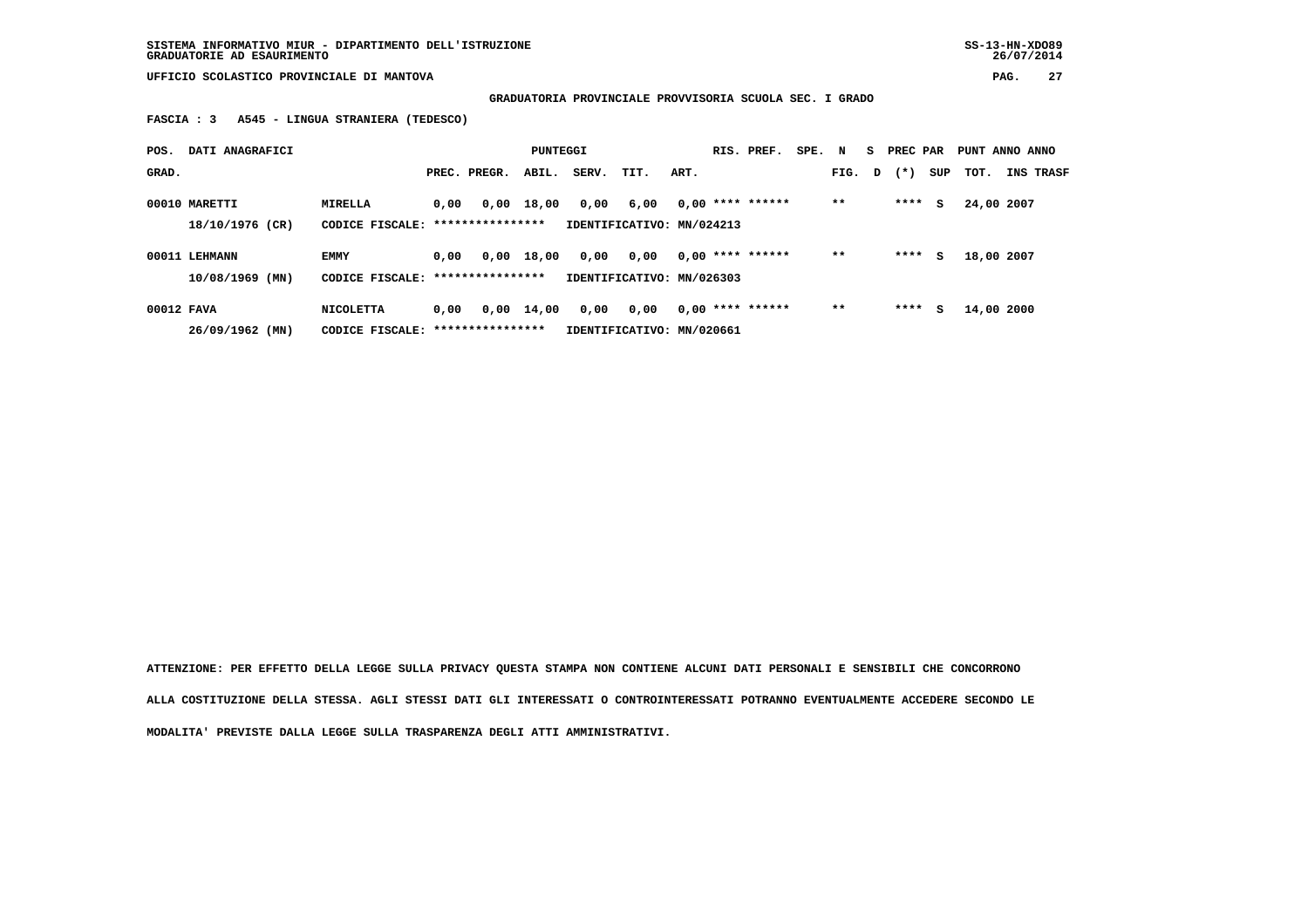SISTEMA INFORMATIVO MIUR - DIPARTIMENTO DELL'ISTRUZIONE
GRADUATORIE AD ESAURIMENTO

UFFICIO SCOLASTICO PROVINCIALE DI MANTOVA

**GRADUATORIA PROVINCIALE PROVVISORIA SCUOLA SEC. I GRADO**

**FASCIA : 3 A545 - LINGUA STRANIERA (TEDESCO)**

| POS. GRAD. | DATI ANAGRAFICI | | PREC. | PREGR. | ABIL. | SERV. | TIT. | ART. | RIS. | PREF. | SPE. | N FIG. | S D | PREC (*) | PAR SUP | PUNT TOT. | ANNO INS | ANNO TRASF |
|---|---|---|---|---|---|---|---|---|---|---|---|---|---|---|---|---|---|---|
| 00010 | MARETTI | MIRELLA | 0,00 | 0,00 | 18,00 | 0,00 | 6,00 | 0,00 | **** | ****** | | ** | | **** | S | 24,00 | 2007 | |
| | 18/10/1976 (CR) | CODICE FISCALE: **************** | IDENTIFICATIVO: MN/024213 | | | | | | | | | | | | | | | |
| 00011 | LEHMANN | EMMY | 0,00 | 0,00 | 18,00 | 0,00 | 0,00 | 0,00 | **** | ****** | | ** | | **** | S | 18,00 | 2007 | |
| | 10/08/1969 (MN) | CODICE FISCALE: **************** | IDENTIFICATIVO: MN/026303 | | | | | | | | | | | | | | | |
| 00012 | FAVA | NICOLETTA | 0,00 | 0,00 | 14,00 | 0,00 | 0,00 | 0,00 | **** | ****** | | ** | | **** | S | 14,00 | 2000 | |
| | 26/09/1962 (MN) | CODICE FISCALE: **************** | IDENTIFICATIVO: MN/020661 | | | | | | | | | | | | | | | |

ATTENZIONE: PER EFFETTO DELLA LEGGE SULLA PRIVACY QUESTA STAMPA NON CONTIENE ALCUNI DATI PERSONALI E SENSIBILI CHE CONCORRONO ALLA COSTITUZIONE DELLA STESSA. AGLI STESSI DATI GLI INTERESSATI O CONTROINTERESSATI POTRANNO EVENTUALMENTE ACCEDERE SECONDO LE MODALITA' PREVISTE DALLA LEGGE SULLA TRASPARENZA DEGLI ATTI AMMINISTRATIVI.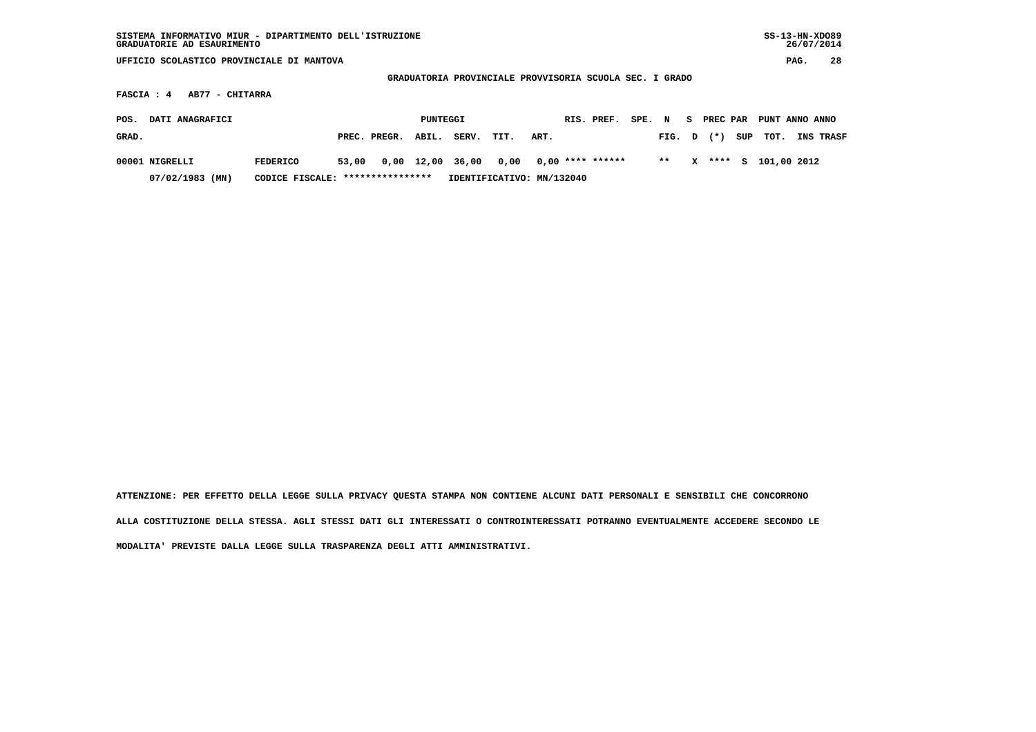SISTEMA INFORMATIVO MIUR - DIPARTIMENTO DELL'ISTRUZIONE
GRADUATORIE AD ESAURIMENTO

UFFICIO SCOLASTICO PROVINCIALE DI MANTOVA

GRADUATORIA PROVINCIALE PROVVISORIA SCUOLA SEC. I GRADO

FASCIA : 4   AB77 - CHITARRA

| POS. GRAD. | DATI ANAGRAFICI | | PREC. | PREGR. | ABIL. | SERV. | TIT. | ART. | RIS. | PREF. | SPE. FIG. | N D | S | PREC PAR (*) | SUP | PUNT TOT. | ANNO INS | ANNO TRASF |
|---|---|---|---|---|---|---|---|---|---|---|---|---|---|---|---|---|---|---|
| 00001 | NIGRELLI | FEDERICO | 53,00 | 0,00 | 12,00 | 36,00 | 0,00 | 0,00 | **** | ****** | ** | | X | **** | S | 101,00 | 2012 | |
| | 07/02/1983 (MN) | CODICE FISCALE: **************** | IDENTIFICATIVO: MN/132040 | | | | | | | | | | | | | | | |

ATTENZIONE: PER EFFETTO DELLA LEGGE SULLA PRIVACY QUESTA STAMPA NON CONTIENE ALCUNI DATI PERSONALI E SENSIBILI CHE CONCORRONO ALLA COSTITUZIONE DELLA STESSA. AGLI STESSI DATI GLI INTERESSATI O CONTROINTERESSATI POTRANNO EVENTUALMENTE ACCEDERE SECONDO LE MODALITA' PREVISTE DALLA LEGGE SULLA TRASPARENZA DEGLI ATTI AMMINISTRATIVI.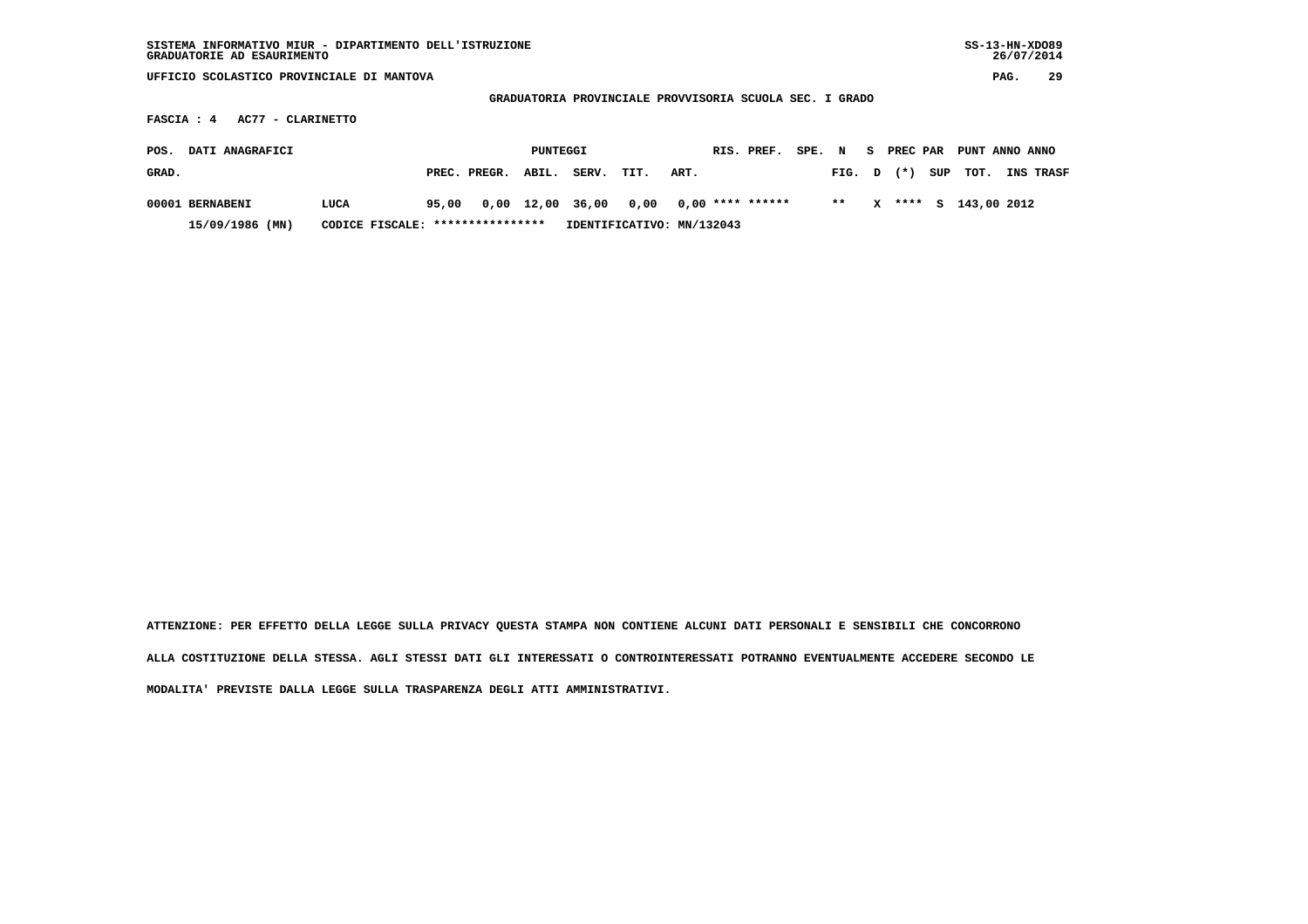SISTEMA INFORMATIVO MIUR - DIPARTIMENTO DELL'ISTRUZIONE
GRADUATORIE AD ESAURIMENTO

UFFICIO SCOLASTICO PROVINCIALE DI MANTOVA

GRADUATORIA PROVINCIALE PROVVISORIA SCUOLA SEC. I GRADO

FASCIA : 4 AC77 - CLARINETTO

| POS. GRAD. | DATI ANAGRAFICI | | PUNTEGGI PREC. | PREGR. | ABIL. | SERV. | TIT. | ART. | RIS. | PREF. | SPE. | N FIG. | S D | PREC PAR (*) | SUP | PUNT TOT. | ANNO INS | ANNO TRASF |
|---|---|---|---|---|---|---|---|---|---|---|---|---|---|---|---|---|---|---|
| 00001 | BERNABENI | LUCA | 95,00 | 0,00 | 12,00 | 36,00 | 0,00 | 0,00 | **** | ****** | | ** | X | **** | S | 143,00 | 2012 | |
| | 15/09/1986 (MN) | CODICE FISCALE: **************** | IDENTIFICATIVO: MN/132043 | | | | | | | | | | | | | | | |

ATTENZIONE: PER EFFETTO DELLA LEGGE SULLA PRIVACY QUESTA STAMPA NON CONTIENE ALCUNI DATI PERSONALI E SENSIBILI CHE CONCORRONO ALLA COSTITUZIONE DELLA STESSA. AGLI STESSI DATI GLI INTERESSATI O CONTROINTERESSATI POTRANNO EVENTUALMENTE ACCEDERE SECONDO LE MODALITA' PREVISTE DALLA LEGGE SULLA TRASPARENZA DEGLI ATTI AMMINISTRATIVI.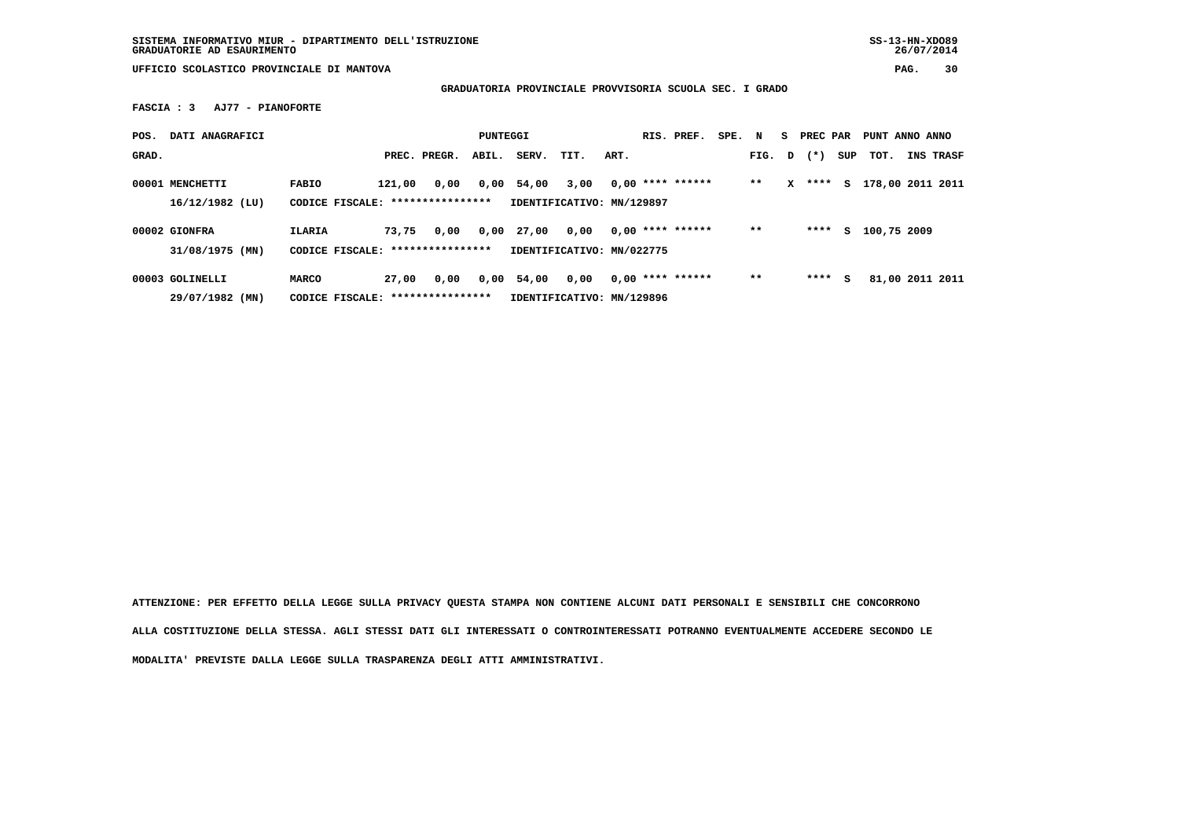GRADUATORIA PROVINCIALE PROVVISORIA SCUOLA SEC. I GRADO

FASCIA : 3 AJ77 - PIANOFORTE

| POS. GRAD. | DATI ANAGRAFICI | | PREC. | PREGR. | ABIL. | SERV. | TIT. | ART. | RIS. | PREF. | SPE. | N FIG. | S D | PREC PAR (*) | SUP | PUNT TOT. | ANNO INS | ANNO TRASF |
|---|---|---|---|---|---|---|---|---|---|---|---|---|---|---|---|---|---|---|
| 00001 | MENCHETTI 16/12/1982 (LU) | FABIO CODICE FISCALE: **************** IDENTIFICATIVO: MN/129897 | 121,00 | 0,00 | 0,00 | 54,00 | 3,00 | 0,00 | **** | ****** | | ** | X | **** | S | 178,00 | 2011 | 2011 |
| 00002 | GIONFRA 31/08/1975 (MN) | ILARIA CODICE FISCALE: **************** IDENTIFICATIVO: MN/022775 | 73,75 | 0,00 | 0,00 | 27,00 | 0,00 | 0,00 | **** | ****** | | ** | | **** | S | 100,75 | 2009 | |
| 00003 | GOLINELLI 29/07/1982 (MN) | MARCO CODICE FISCALE: **************** IDENTIFICATIVO: MN/129896 | 27,00 | 0,00 | 0,00 | 54,00 | 0,00 | 0,00 | **** | ****** | | ** | | **** | S | 81,00 | 2011 | 2011 |

ATTENZIONE: PER EFFETTO DELLA LEGGE SULLA PRIVACY QUESTA STAMPA NON CONTIENE ALCUNI DATI PERSONALI E SENSIBILI CHE CONCORRONO ALLA COSTITUZIONE DELLA STESSA. AGLI STESSI DATI GLI INTERESSATI O CONTROINTERESSATI POTRANNO EVENTUALMENTE ACCEDERE SECONDO LE MODALITA' PREVISTE DALLA LEGGE SULLA TRASPARENZA DEGLI ATTI AMMINISTRATIVI.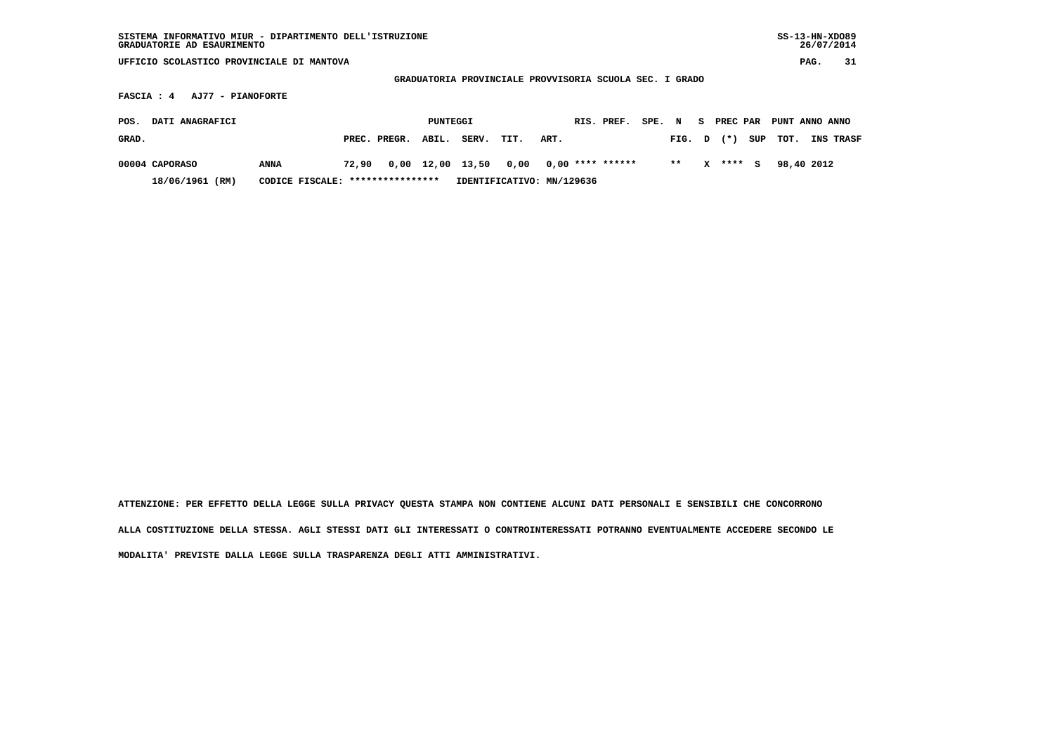SISTEMA INFORMATIVO MIUR - DIPARTIMENTO DELL'ISTRUZIONE
GRADUATORIE AD ESAURIMENTO

UFFICIO SCOLASTICO PROVINCIALE DI MANTOVA

GRADUATORIA PROVINCIALE PROVVISORIA SCUOLA SEC. I GRADO

FASCIA : 4 AJ77 - PIANOFORTE

| POS. GRAD. | DATI ANAGRAFICI | | PUNTEGGI PREC. | PREGR. | ABIL. | SERV. | TIT. | ART. | RIS. | PREF. | SPE. FIG. | N D | S (*) | PREC PAR SUP | PUNT TOT. | ANNO INS | ANNO TRASF |
|---|---|---|---|---|---|---|---|---|---|---|---|---|---|---|---|---|---|
| 00004 | CAPORASO | ANNA | 72,90 | 0,00 | 12,00 | 13,50 | 0,00 | 0,00 | **** | ****** | ** | X | **** | S | 98,40 | 2012 | |
| | 18/06/1961 (RM) | CODICE FISCALE: **************** | IDENTIFICATIVO: MN/129636 | | | | | | | | | | | | | | |

ATTENZIONE: PER EFFETTO DELLA LEGGE SULLA PRIVACY QUESTA STAMPA NON CONTIENE ALCUNI DATI PERSONALI E SENSIBILI CHE CONCORRONO ALLA COSTITUZIONE DELLA STESSA. AGLI STESSI DATI GLI INTERESSATI O CONTROINTERESSATI POTRANNO EVENTUALMENTE ACCEDERE SECONDO LE MODALITA' PREVISTE DALLA LEGGE SULLA TRASPARENZA DEGLI ATTI AMMINISTRATIVI.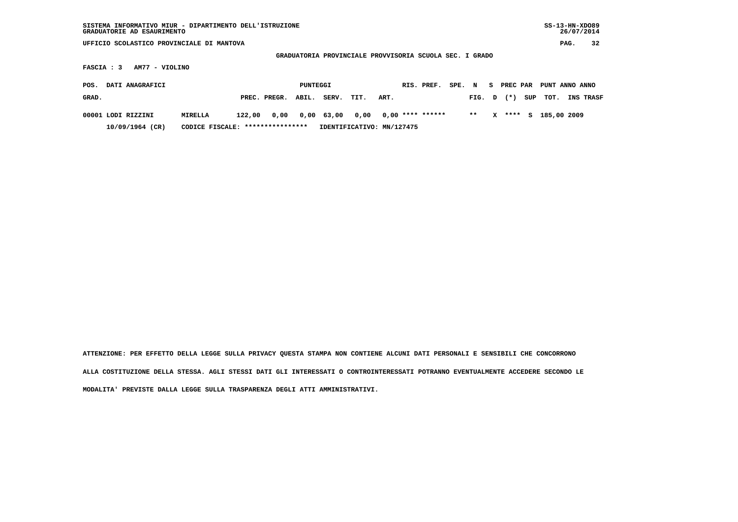SISTEMA INFORMATIVO MIUR - DIPARTIMENTO DELL'ISTRUZIONE
GRADUATORIE AD ESAURIMENTO

SS-13-HN-XDO89
26/07/2014

UFFICIO SCOLASTICO PROVINCIALE DI MANTOVA

GRADUATORIA PROVINCIALE PROVVISORIA SCUOLA SEC. I GRADO

FASCIA : 3 AM77 - VIOLINO

| POS. GRAD. | DATI ANAGRAFICI | | PUNTEGGI PREC. | PREGR. | ABIL. | SERV. | TIT. | ART. | RIS. | PREF. | SPE. FIG. | N D | S | PREC PAR (*) | SUP | PUNT TOT. | ANNO INS | ANNO TRASF |
|---|---|---|---|---|---|---|---|---|---|---|---|---|---|---|---|---|---|---|
| 00001 | LODI RIZZINI | MIRELLA | 122,00 | 0,00 | 0,00 | 63,00 | 0,00 | 0,00 | **** | ****** | ** | | X | **** | S | 185,00 | 2009 | |
| | 10/09/1964 (CR) | CODICE FISCALE: **************** | IDENTIFICATIVO: MN/127475 | | | | | | | | | | | | | | | |

ATTENZIONE: PER EFFETTO DELLA LEGGE SULLA PRIVACY QUESTA STAMPA NON CONTIENE ALCUNI DATI PERSONALI E SENSIBILI CHE CONCORRONO ALLA COSTITUZIONE DELLA STESSA. AGLI STESSI DATI GLI INTERESSATI O CONTROINTERESSATI POTRANNO EVENTUALMENTE ACCEDERE SECONDO LE MODALITA' PREVISTE DALLA LEGGE SULLA TRASPARENZA DEGLI ATTI AMMINISTRATIVI.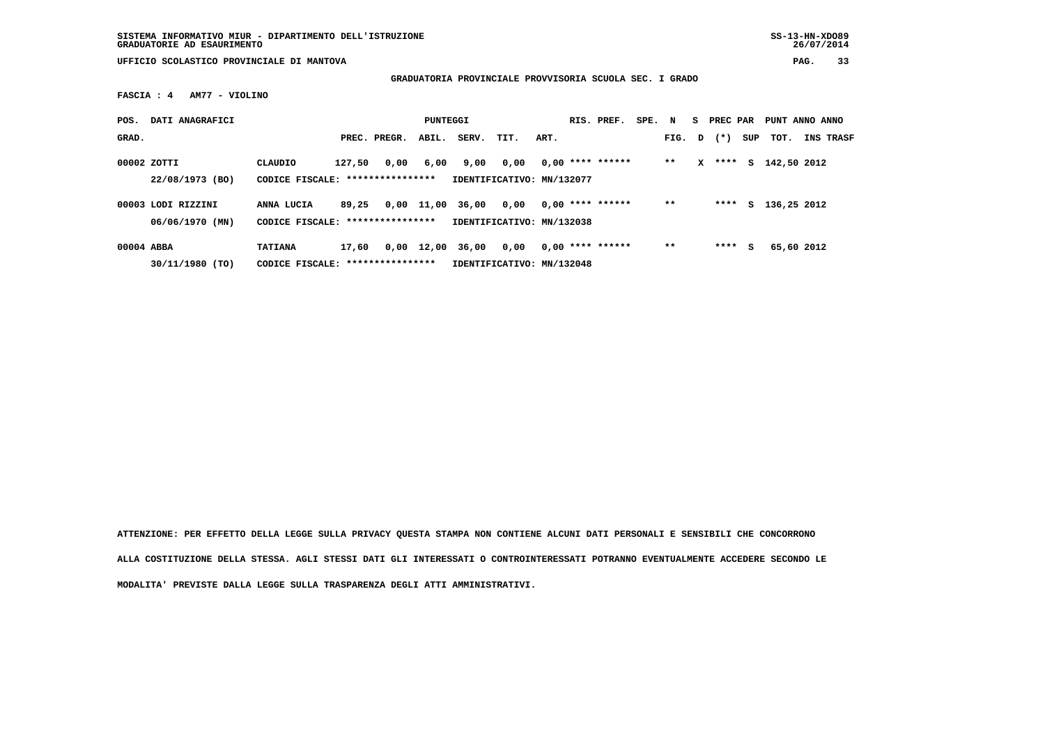SISTEMA INFORMATIVO MIUR - DIPARTIMENTO DELL'ISTRUZIONE
GRADUATORIE AD ESAURIMENTO

UFFICIO SCOLASTICO PROVINCIALE DI MANTOVA

**GRADUATORIA PROVINCIALE PROVVISORIA SCUOLA SEC. I GRADO**

**FASCIA : 4 AM77 - VIOLINO**

| POS. GRAD. | DATI ANAGRAFICI | | PREC. | PREGR. | ABIL. | SERV. | TIT. | ART. | RIS. | PREF. | SPE. | N FIG. | S D | PREC PAR (*) | SUP | PUNT TOT. | ANNO INS | ANNO TRASF |
|---|---|---|---|---|---|---|---|---|---|---|---|---|---|---|---|---|---|---|
| 00002 | ZOTTI | CLAUDIO | 127,50 | 0,00 | 6,00 | 9,00 | 0,00 | 0,00 | **** | ****** | | ** | X | **** | S | 142,50 | 2012 | |
| | 22/08/1973 (BO) | CODICE FISCALE: **************** | | | | IDENTIFICATIVO: MN/132077 | | | | | | | | | | | | |
| 00003 | LODI RIZZINI | ANNA LUCIA | 89,25 | 0,00 | 11,00 | 36,00 | 0,00 | 0,00 | **** | ****** | | ** | | **** | S | 136,25 | 2012 | |
| | 06/06/1970 (MN) | CODICE FISCALE: **************** | | | | IDENTIFICATIVO: MN/132038 | | | | | | | | | | | | |
| 00004 | ABBA | TATIANA | 17,60 | 0,00 | 12,00 | 36,00 | 0,00 | 0,00 | **** | ****** | | ** | | **** | S | 65,60 | 2012 | |
| | 30/11/1980 (TO) | CODICE FISCALE: **************** | | | | IDENTIFICATIVO: MN/132048 | | | | | | | | | | | | |

**ATTENZIONE: PER EFFETTO DELLA LEGGE SULLA PRIVACY QUESTA STAMPA NON CONTIENE ALCUNI DATI PERSONALI E SENSIBILI CHE CONCORRONO ALLA COSTITUZIONE DELLA STESSA. AGLI STESSI DATI GLI INTERESSATI O CONTROINTERESSATI POTRANNO EVENTUALMENTE ACCEDERE SECONDO LE MODALITA' PREVISTE DALLA LEGGE SULLA TRASPARENZA DEGLI ATTI AMMINISTRATIVI.**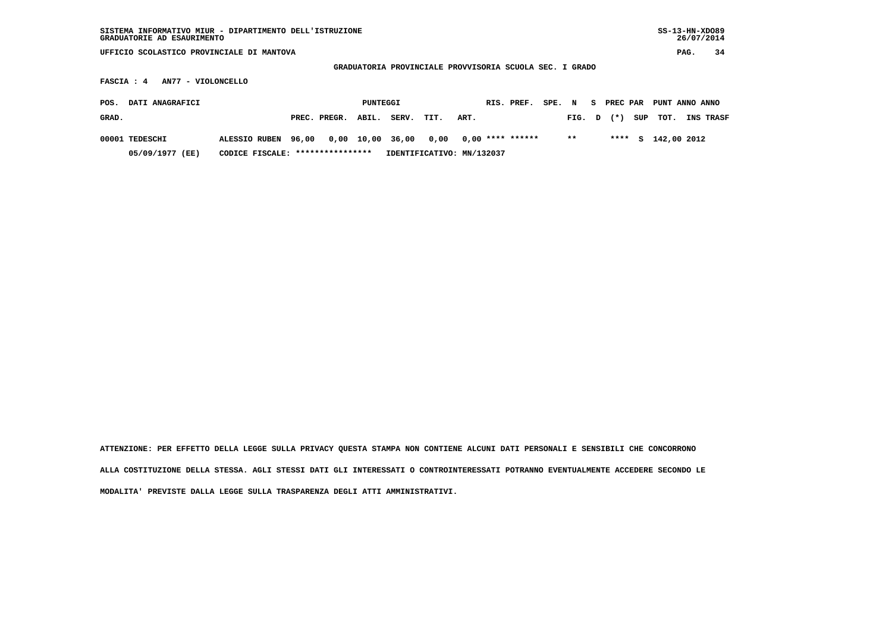SISTEMA INFORMATIVO MIUR - DIPARTIMENTO DELL'ISTRUZIONE
GRADUATORIE AD ESAURIMENTO

SS-13-HN-XDO89
26/07/2014

UFFICIO SCOLASTICO PROVINCIALE DI MANTOVA

GRADUATORIA PROVINCIALE PROVVISORIA SCUOLA SEC. I GRADO

FASCIA : 4 AN77 - VIOLONCELLO

| POS. GRAD. | DATI ANAGRAFICI | | PUNTEGGI PREC. | PREGR. | ABIL. | SERV. | TIT. | ART. | RIS. PREF. | | SPE. | N FIG. | S D | PREC PAR (*) | SUP | PUNT TOT. | ANNO INS | ANNO TRASF |
|---|---|---|---|---|---|---|---|---|---|---|---|---|---|---|---|---|---|---|
| 00001 | TEDESCHI | ALESSIO RUBEN | 96,00 | 0,00 | 10,00 | 36,00 | 0,00 | 0,00 | **** | ****** | | ** | | **** | S | 142,00 | 2012 | |
| | 05/09/1977 (EE) | CODICE FISCALE: **************** | IDENTIFICATIVO: MN/132037 | | | | | | | | | | | | | | | |

ATTENZIONE: PER EFFETTO DELLA LEGGE SULLA PRIVACY QUESTA STAMPA NON CONTIENE ALCUNI DATI PERSONALI E SENSIBILI CHE CONCORRONO ALLA COSTITUZIONE DELLA STESSA. AGLI STESSI DATI GLI INTERESSATI O CONTROINTERESSATI POTRANNO EVENTUALMENTE ACCEDERE SECONDO LE MODALITA' PREVISTE DALLA LEGGE SULLA TRASPARENZA DEGLI ATTI AMMINISTRATIVI.